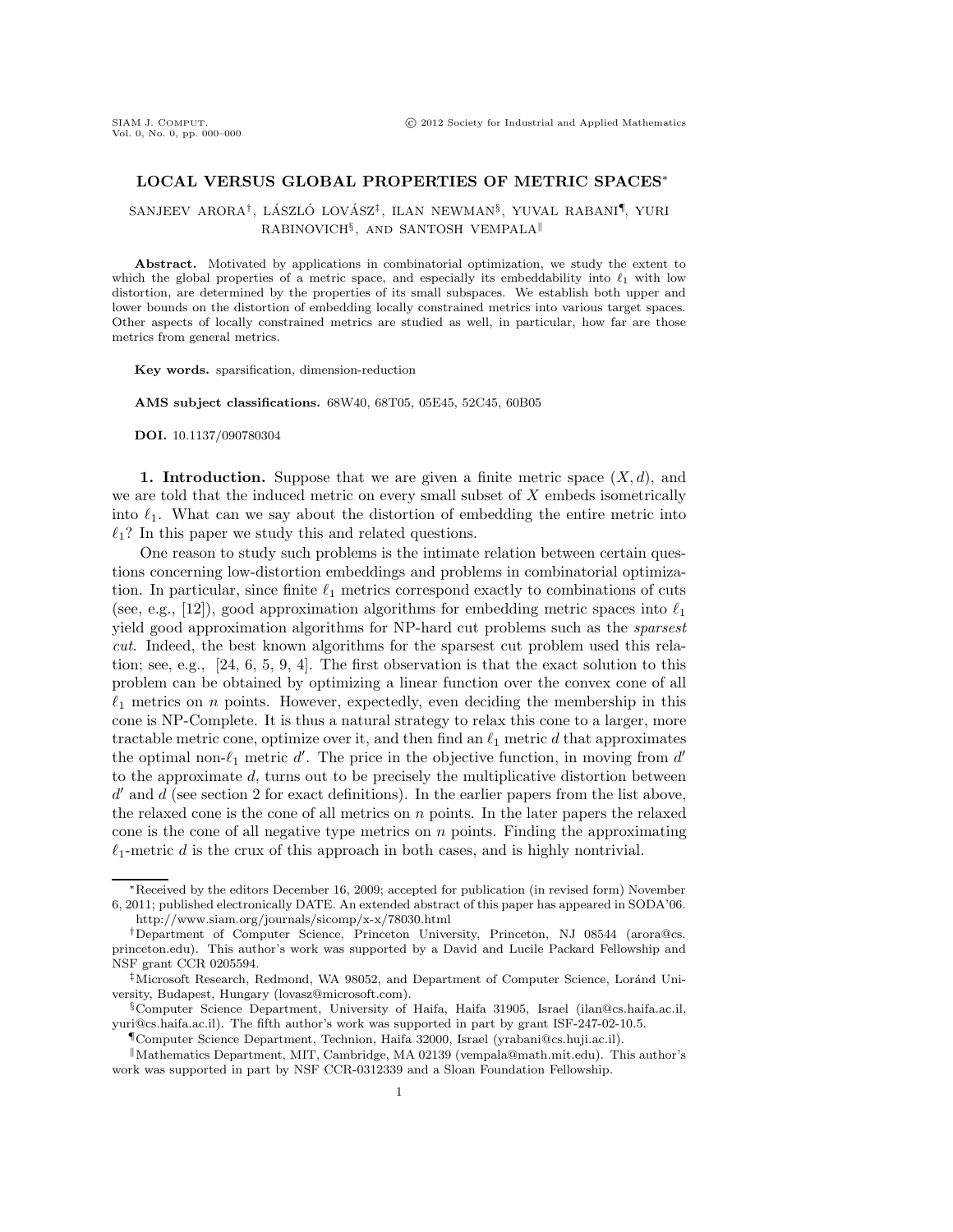# LOCAL VERSUS GLOBAL PROPERTIES OF METRIC SPACES*

SANJEEV ARORA[†], LÁSZLÓ LOVÁSZ[‡], ILAN NEWMAN[§], YUVAL RABANI[¶], YURI RABINOVICH[§], AND SANTOSH VEMPALA[‖]

**Abstract.** Motivated by applications in combinatorial optimization, we study the extent to which the global properties of a metric space, and especially its embeddability into $\ell_1$ with low distortion, are determined by the properties of its small subspaces. We establish both upper and lower bounds on the distortion of embedding locally constrained metrics into various target spaces. Other aspects of locally constrained metrics are studied as well, in particular, how far are those metrics from general metrics.

**Key words.** sparsification, dimension-reduction

**AMS subject classifications.** 68W40, 68T05, 05E45, 52C45, 60B05

**DOI.** 10.1137/090780304

## 1. Introduction.

Suppose that we are given a finite metric space $(X, d)$, and we are told that the induced metric on every small subset of $X$ embeds isometrically into $\ell_1$. What can we say about the distortion of embedding the entire metric into $\ell_1$? In this paper we study this and related questions.

One reason to study such problems is the intimate relation between certain questions concerning low-distortion embeddings and problems in combinatorial optimization. In particular, since finite $\ell_1$ metrics correspond exactly to combinations of cuts (see, e.g., [12]), good approximation algorithms for embedding metric spaces into $\ell_1$ yield good approximation algorithms for NP-hard cut problems such as the *sparsest cut*. Indeed, the best known algorithms for the sparsest cut problem used this relation; see, e.g., [24, 6, 5, 9, 4]. The first observation is that the exact solution to this problem can be obtained by optimizing a linear function over the convex cone of all $\ell_1$ metrics on $n$ points. However, expectedly, even deciding the membership in this cone is NP-Complete. It is thus a natural strategy to relax this cone to a larger, more tractable metric cone, optimize over it, and then find an $\ell_1$ metric $d$ that approximates the optimal non-$\ell_1$ metric $d'$. The price in the objective function, in moving from $d'$ to the approximate $d$, turns out to be precisely the multiplicative distortion between $d'$ and $d$ (see section 2 for exact definitions). In the earlier papers from the list above, the relaxed cone is the cone of all metrics on $n$ points. In the later papers the relaxed cone is the cone of all negative type metrics on $n$ points. Finding the approximating $\ell_1$-metric $d$ is the crux of this approach in both cases, and is highly nontrivial.

---

*Received by the editors December 16, 2009; accepted for publication (in revised form) November 6, 2011; published electronically DATE. An extended abstract of this paper has appeared in SODA'06. http://www.siam.org/journals/sicomp/x-x/78030.html

[†]Department of Computer Science, Princeton University, Princeton, NJ 08544 (arora@cs.princeton.edu). This author's work was supported by a David and Lucile Packard Fellowship and NSF grant CCR 0205594.

[‡]Microsoft Research, Redmond, WA 98052, and Department of Computer Science, Loránd University, Budapest, Hungary (lovasz@microsoft.com).

[§]Computer Science Department, University of Haifa, Haifa 31905, Israel (ilan@cs.haifa.ac.il, yuri@cs.haifa.ac.il). The fifth author's work was supported in part by grant ISF-247-02-10.5.

[¶]Computer Science Department, Technion, Haifa 32000, Israel (yrabani@cs.huji.ac.il).

[‖]Mathematics Department, MIT, Cambridge, MA 02139 (vempala@math.mit.edu). This author's work was supported in part by NSF CCR-0312339 and a Sloan Foundation Fellowship.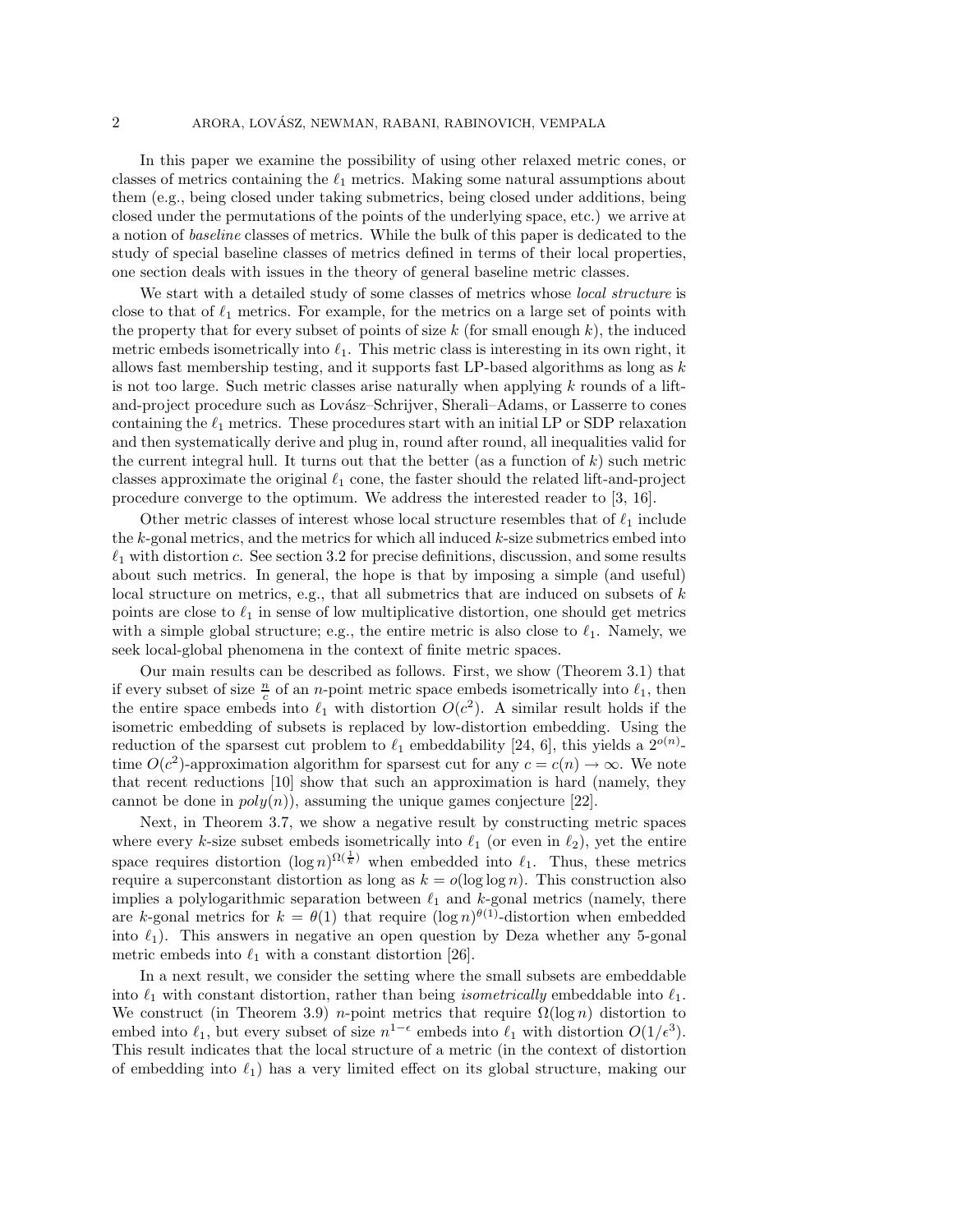In this paper we examine the possibility of using other relaxed metric cones, or classes of metrics containing the $\ell_1$ metrics. Making some natural assumptions about them (e.g., being closed under taking submetrics, being closed under additions, being closed under the permutations of the points of the underlying space, etc.) we arrive at a notion of *baseline* classes of metrics. While the bulk of this paper is dedicated to the study of special baseline classes of metrics defined in terms of their local properties, one section deals with issues in the theory of general baseline metric classes.

We start with a detailed study of some classes of metrics whose *local structure* is close to that of $\ell_1$ metrics. For example, for the metrics on a large set of points with the property that for every subset of points of size $k$ (for small enough $k$), the induced metric embeds isometrically into $\ell_1$. This metric class is interesting in its own right, it allows fast membership testing, and it supports fast LP-based algorithms as long as $k$ is not too large. Such metric classes arise naturally when applying $k$ rounds of a lift-and-project procedure such as Lovász–Schrijver, Sherali–Adams, or Lasserre to cones containing the $\ell_1$ metrics. These procedures start with an initial LP or SDP relaxation and then systematically derive and plug in, round after round, all inequalities valid for the current integral hull. It turns out that the better (as a function of $k$) such metric classes approximate the original $\ell_1$ cone, the faster should the related lift-and-project procedure converge to the optimum. We address the interested reader to [3, 16].

Other metric classes of interest whose local structure resembles that of $\ell_1$ include the $k$-gonal metrics, and the metrics for which all induced $k$-size submetrics embed into $\ell_1$ with distortion $c$. See section 3.2 for precise definitions, discussion, and some results about such metrics. In general, the hope is that by imposing a simple (and useful) local structure on metrics, e.g., that all submetrics that are induced on subsets of $k$ points are close to $\ell_1$ in sense of low multiplicative distortion, one should get metrics with a simple global structure; e.g., the entire metric is also close to $\ell_1$. Namely, we seek local-global phenomena in the context of finite metric spaces.

Our main results can be described as follows. First, we show (Theorem 3.1) that if every subset of size $\frac{n}{c}$ of an $n$-point metric space embeds isometrically into $\ell_1$, then the entire space embeds into $\ell_1$ with distortion $O(c^2)$. A similar result holds if the isometric embedding of subsets is replaced by low-distortion embedding. Using the reduction of the sparsest cut problem to $\ell_1$ embeddability [24, 6], this yields a $2^{o(n)}$-time $O(c^2)$-approximation algorithm for sparsest cut for any $c = c(n) \to \infty$. We note that recent reductions [10] show that such an approximation is hard (namely, they cannot be done in $poly(n)$), assuming the unique games conjecture [22].

Next, in Theorem 3.7, we show a negative result by constructing metric spaces where every $k$-size subset embeds isometrically into $\ell_1$ (or even in $\ell_2$), yet the entire space requires distortion $(\log n)^{\Omega(\frac{1}{k})}$ when embedded into $\ell_1$. Thus, these metrics require a superconstant distortion as long as $k = o(\log \log n)$. This construction also implies a polylogarithmic separation between $\ell_1$ and $k$-gonal metrics (namely, there are $k$-gonal metrics for $k = \theta(1)$ that require $(\log n)^{\theta(1)}$-distortion when embedded into $\ell_1$). This answers in negative an open question by Deza whether any 5-gonal metric embeds into $\ell_1$ with a constant distortion [26].

In a next result, we consider the setting where the small subsets are embeddable into $\ell_1$ with constant distortion, rather than being *isometrically* embeddable into $\ell_1$. We construct (in Theorem 3.9) $n$-point metrics that require $\Omega(\log n)$ distortion to embed into $\ell_1$, but every subset of size $n^{1-\epsilon}$ embeds into $\ell_1$ with distortion $O(1/\epsilon^3)$. This result indicates that the local structure of a metric (in the context of distortion of embedding into $\ell_1$) has a very limited effect on its global structure, making our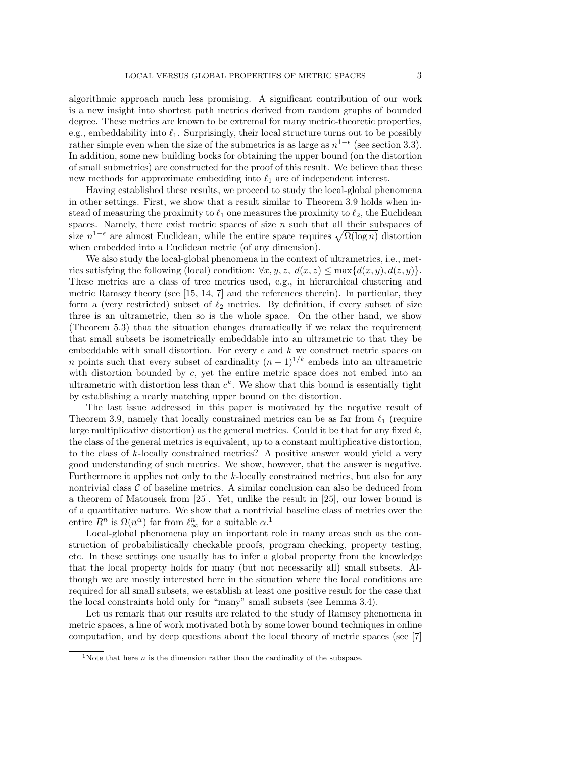algorithmic approach much less promising. A significant contribution of our work is a new insight into shortest path metrics derived from random graphs of bounded degree. These metrics are known to be extremal for many metric-theoretic properties, e.g., embeddability into $\ell_1$. Surprisingly, their local structure turns out to be possibly rather simple even when the size of the submetrics is as large as $n^{1-\epsilon}$ (see section 3.3). In addition, some new building bocks for obtaining the upper bound (on the distortion of small submetrics) are constructed for the proof of this result. We believe that these new methods for approximate embedding into $\ell_1$ are of independent interest.

Having established these results, we proceed to study the local-global phenomena in other settings. First, we show that a result similar to Theorem 3.9 holds when instead of measuring the proximity to $\ell_1$ one measures the proximity to $\ell_2$, the Euclidean spaces. Namely, there exist metric spaces of size $n$ such that all their subspaces of size $n^{1-\epsilon}$ are almost Euclidean, while the entire space requires $\sqrt{\Omega(\log n)}$ distortion when embedded into a Euclidean metric (of any dimension).

We also study the local-global phenomena in the context of ultrametrics, i.e., metrics satisfying the following (local) condition: $\forall x, y, z,\ d(x, z) \leq \max\{d(x, y), d(z, y)\}$. These metrics are a class of tree metrics used, e.g., in hierarchical clustering and metric Ramsey theory (see [15, 14, 7] and the references therein). In particular, they form a (very restricted) subset of $\ell_2$ metrics. By definition, if every subset of size three is an ultrametric, then so is the whole space. On the other hand, we show (Theorem 5.3) that the situation changes dramatically if we relax the requirement that small subsets be isometrically embeddable into an ultrametric to that they be embeddable with small distortion. For every $c$ and $k$ we construct metric spaces on $n$ points such that every subset of cardinality $(n-1)^{1/k}$ embeds into an ultrametric with distortion bounded by $c$, yet the entire metric space does not embed into an ultrametric with distortion less than $c^k$. We show that this bound is essentially tight by establishing a nearly matching upper bound on the distortion.

The last issue addressed in this paper is motivated by the negative result of Theorem 3.9, namely that locally constrained metrics can be as far from $\ell_1$ (require large multiplicative distortion) as the general metrics. Could it be that for any fixed $k$, the class of the general metrics is equivalent, up to a constant multiplicative distortion, to the class of $k$-locally constrained metrics? A positive answer would yield a very good understanding of such metrics. We show, however, that the answer is negative. Furthermore it applies not only to the $k$-locally constrained metrics, but also for any nontrivial class $\mathcal{C}$ of baseline metrics. A similar conclusion can also be deduced from a theorem of Matousek from [25]. Yet, unlike the result in [25], our lower bound is of a quantitative nature. We show that a nontrivial baseline class of metrics over the entire $R^n$ is $\Omega(n^\alpha)$ far from $\ell_\infty^n$ for a suitable $\alpha$.[1]

Local-global phenomena play an important role in many areas such as the construction of probabilistically checkable proofs, program checking, property testing, etc. In these settings one usually has to infer a global property from the knowledge that the local property holds for many (but not necessarily all) small subsets. Although we are mostly interested here in the situation where the local conditions are required for all small subsets, we establish at least one positive result for the case that the local constraints hold only for "many" small subsets (see Lemma 3.4).

Let us remark that our results are related to the study of Ramsey phenomena in metric spaces, a line of work motivated both by some lower bound techniques in online computation, and by deep questions about the local theory of metric spaces (see [7]

[1] Note that here $n$ is the dimension rather than the cardinality of the subspace.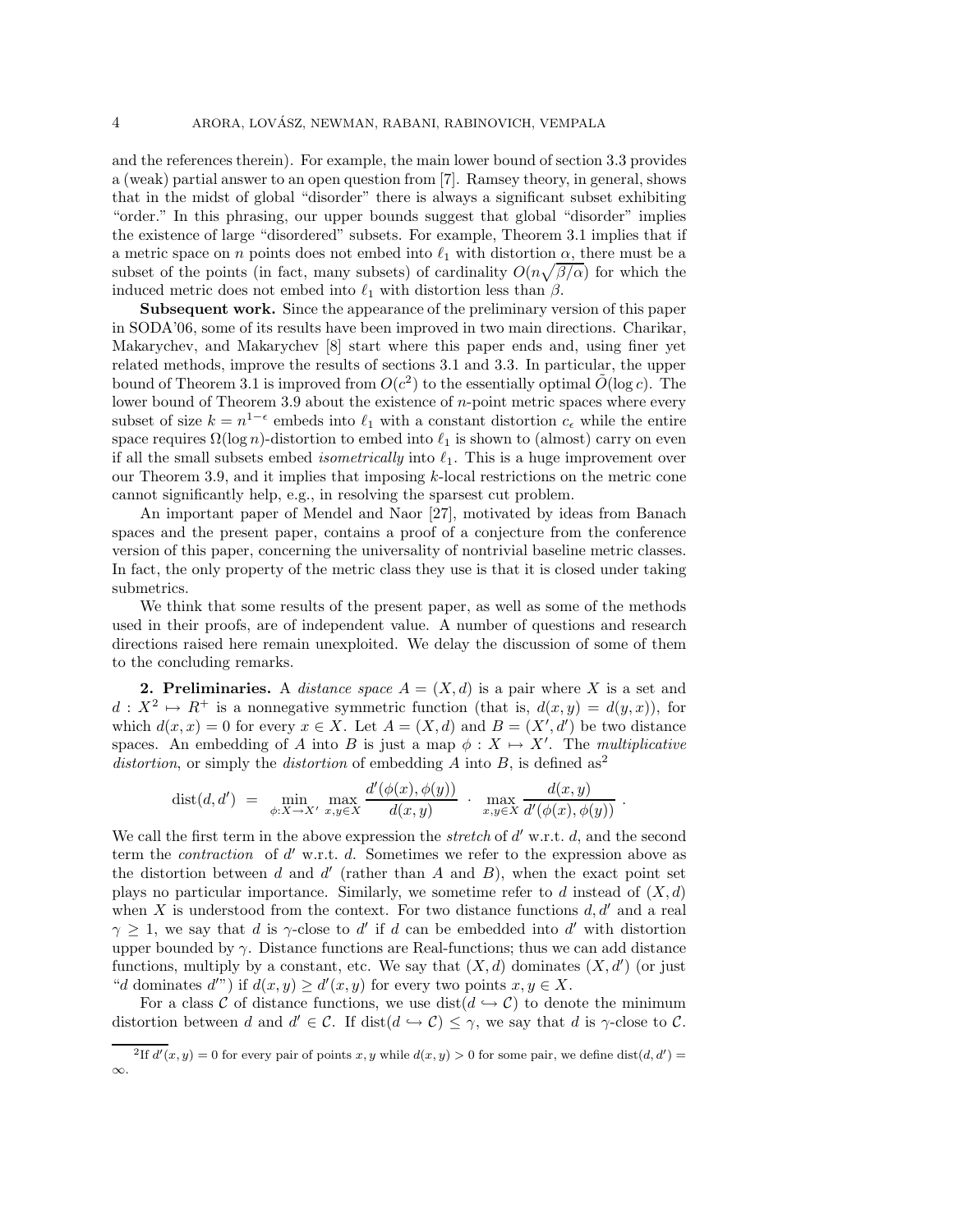and the references therein). For example, the main lower bound of section 3.3 provides a (weak) partial answer to an open question from [7]. Ramsey theory, in general, shows that in the midst of global "disorder" there is always a significant subset exhibiting "order." In this phrasing, our upper bounds suggest that global "disorder" implies the existence of large "disordered" subsets. For example, Theorem 3.1 implies that if a metric space on $n$ points does not embed into $\ell_1$ with distortion $\alpha$, there must be a subset of the points (in fact, many subsets) of cardinality $O(n\sqrt{\beta/\alpha})$ for which the induced metric does not embed into $\ell_1$ with distortion less than $\beta$.

**Subsequent work.** Since the appearance of the preliminary version of this paper in SODA'06, some of its results have been improved in two main directions. Charikar, Makarychev, and Makarychev [8] start where this paper ends and, using finer yet related methods, improve the results of sections 3.1 and 3.3. In particular, the upper bound of Theorem 3.1 is improved from $O(c^2)$ to the essentially optimal $\tilde{O}(\log c)$. The lower bound of Theorem 3.9 about the existence of $n$-point metric spaces where every subset of size $k = n^{1-\epsilon}$ embeds into $\ell_1$ with a constant distortion $c_\epsilon$ while the entire space requires $\Omega(\log n)$-distortion to embed into $\ell_1$ is shown to (almost) carry on even if all the small subsets embed *isometrically* into $\ell_1$. This is a huge improvement over our Theorem 3.9, and it implies that imposing $k$-local restrictions on the metric cone cannot significantly help, e.g., in resolving the sparsest cut problem.

An important paper of Mendel and Naor [27], motivated by ideas from Banach spaces and the present paper, contains a proof of a conjecture from the conference version of this paper, concerning the universality of nontrivial baseline metric classes. In fact, the only property of the metric class they use is that it is closed under taking submetrics.

We think that some results of the present paper, as well as some of the methods used in their proofs, are of independent value. A number of questions and research directions raised here remain unexploited. We delay the discussion of some of them to the concluding remarks.

## 2. Preliminaries.

A *distance space* $A = (X, d)$ is a pair where $X$ is a set and $d : X^2 \mapsto R^+$ is a nonnegative symmetric function (that is, $d(x, y) = d(y, x)$), for which $d(x, x) = 0$ for every $x \in X$. Let $A = (X, d)$ and $B = (X', d')$ be two distance spaces. An embedding of $A$ into $B$ is just a map $\phi : X \mapsto X'$. The *multiplicative distortion*, or simply the *distortion* of embedding $A$ into $B$, is defined as[2]

$$\operatorname{dist}(d, d') \;=\; \min_{\phi: X \to X'} \max_{x,y \in X} \frac{d'(\phi(x), \phi(y))}{d(x, y)} \;\cdot\; \max_{x,y \in X} \frac{d(x, y)}{d'(\phi(x), \phi(y))} \;.$$

We call the first term in the above expression the *stretch* of $d'$ w.r.t. $d$, and the second term the *contraction* of $d'$ w.r.t. $d$. Sometimes we refer to the expression above as the distortion between $d$ and $d'$ (rather than $A$ and $B$), when the exact point set plays no particular importance. Similarly, we sometime refer to $d$ instead of $(X, d)$ when $X$ is understood from the context. For two distance functions $d, d'$ and a real $\gamma \geq 1$, we say that $d$ is $\gamma$-close to $d'$ if $d$ can be embedded into $d'$ with distortion upper bounded by $\gamma$. Distance functions are Real-functions; thus we can add distance functions, multiply by a constant, etc. We say that $(X, d)$ dominates $(X, d')$ (or just "$d$ dominates $d'$") if $d(x, y) \geq d'(x, y)$ for every two points $x, y \in X$.

For a class $\mathcal{C}$ of distance functions, we use $\operatorname{dist}(d \hookrightarrow \mathcal{C})$ to denote the minimum distortion between $d$ and $d' \in \mathcal{C}$. If $\operatorname{dist}(d \hookrightarrow \mathcal{C}) \leq \gamma$, we say that $d$ is $\gamma$-close to $\mathcal{C}$.

---

[2] If $d'(x, y) = 0$ for every pair of points $x, y$ while $d(x, y) > 0$ for some pair, we define $\operatorname{dist}(d, d') = \infty$.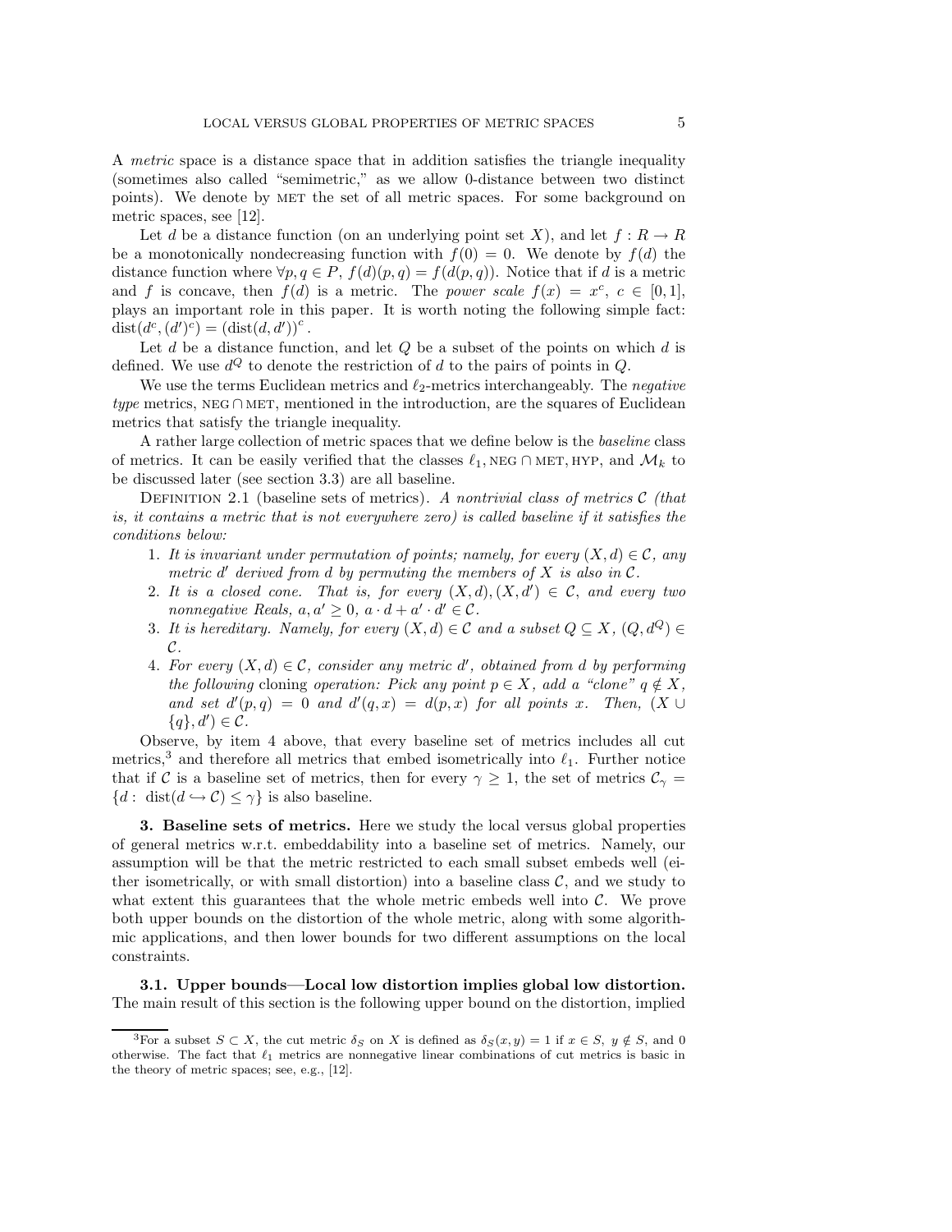A *metric* space is a distance space that in addition satisfies the triangle inequality (sometimes also called "semimetric," as we allow 0-distance between two distinct points). We denote by MET the set of all metric spaces. For some background on metric spaces, see [12].

Let $d$ be a distance function (on an underlying point set $X$), and let $f : R \to R$ be a monotonically nondecreasing function with $f(0) = 0$. We denote by $f(d)$ the distance function where $\forall p, q \in P$, $f(d)(p, q) = f(d(p, q))$. Notice that if $d$ is a metric and $f$ is concave, then $f(d)$ is a metric. The *power scale* $f(x) = x^c$, $c \in [0, 1]$, plays an important role in this paper. It is worth noting the following simple fact: $\text{dist}(d^c, (d')^c) = (\text{dist}(d, d'))^c$.

Let $d$ be a distance function, and let $Q$ be a subset of the points on which $d$ is defined. We use $d^Q$ to denote the restriction of $d$ to the pairs of points in $Q$.

We use the terms Euclidean metrics and $\ell_2$-metrics interchangeably. The *negative type* metrics, NEG $\cap$ MET, mentioned in the introduction, are the squares of Euclidean metrics that satisfy the triangle inequality.

A rather large collection of metric spaces that we define below is the *baseline* class of metrics. It can be easily verified that the classes $\ell_1$, NEG $\cap$ MET, HYP, and $\mathcal{M}_k$ to be discussed later (see section 3.3) are all baseline.

DEFINITION 2.1 (baseline sets of metrics). *A nontrivial class of metrics $\mathcal{C}$ (that is, it contains a metric that is not everywhere zero) is called baseline if it satisfies the conditions below:*

1. *It is invariant under permutation of points; namely, for every $(X, d) \in \mathcal{C}$, any metric $d'$ derived from $d$ by permuting the members of $X$ is also in $\mathcal{C}$.*
2. *It is a closed cone. That is, for every $(X, d), (X, d') \in \mathcal{C}$, and every two nonnegative Reals, $a, a' \geq 0$, $a \cdot d + a' \cdot d' \in \mathcal{C}$.*
3. *It is hereditary. Namely, for every $(X, d) \in \mathcal{C}$ and a subset $Q \subseteq X$, $(Q, d^Q) \in \mathcal{C}$.*
4. *For every $(X, d) \in \mathcal{C}$, consider any metric $d'$, obtained from $d$ by performing the following* cloning *operation: Pick any point $p \in X$, add a "clone" $q \notin X$, and set $d'(p, q) = 0$ and $d'(q, x) = d(p, x)$ for all points $x$. Then, $(X \cup \{q\}, d') \in \mathcal{C}$.*

Observe, by item 4 above, that every baseline set of metrics includes all cut metrics,[3] and therefore all metrics that embed isometrically into $\ell_1$. Further notice that if $\mathcal{C}$ is a baseline set of metrics, then for every $\gamma \geq 1$, the set of metrics $\mathcal{C}_\gamma = \{d : \text{dist}(d \hookrightarrow \mathcal{C}) \leq \gamma\}$ is also baseline.

## 3. Baseline sets of metrics.

Here we study the local versus global properties of general metrics w.r.t. embeddability into a baseline set of metrics. Namely, our assumption will be that the metric restricted to each small subset embeds well (either isometrically, or with small distortion) into a baseline class $\mathcal{C}$, and we study to what extent this guarantees that the whole metric embeds well into $\mathcal{C}$. We prove both upper bounds on the distortion of the whole metric, along with some algorithmic applications, and then lower bounds for two different assumptions on the local constraints.

### 3.1. Upper bounds—Local low distortion implies global low distortion.

The main result of this section is the following upper bound on the distortion, implied

[3] For a subset $S \subset X$, the cut metric $\delta_S$ on $X$ is defined as $\delta_S(x, y) = 1$ if $x \in S$, $y \notin S$, and 0 otherwise. The fact that $\ell_1$ metrics are nonnegative linear combinations of cut metrics is basic in the theory of metric spaces; see, e.g., [12].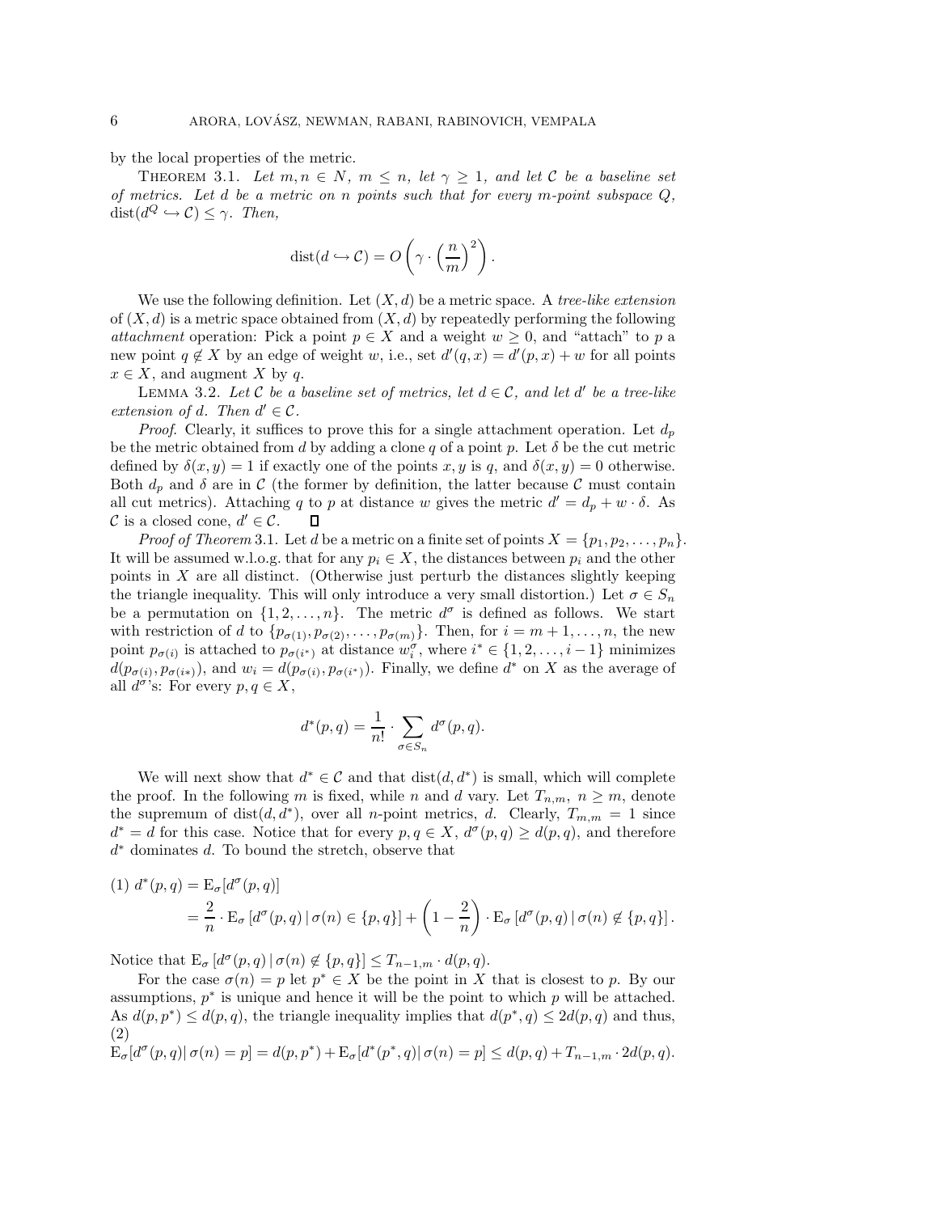by the local properties of the metric.

THEOREM 3.1. *Let $m, n \in N$, $m \leq n$, let $\gamma \geq 1$, and let $\mathcal{C}$ be a baseline set of metrics. Let $d$ be a metric on $n$ points such that for every $m$-point subspace $Q$, $\mathrm{dist}(d^Q \hookrightarrow \mathcal{C}) \leq \gamma$. Then,*

$$\mathrm{dist}(d \hookrightarrow \mathcal{C}) = O\left(\gamma \cdot \left(\frac{n}{m}\right)^2\right).$$

We use the following definition. Let $(X, d)$ be a metric space. A *tree-like extension* of $(X, d)$ is a metric space obtained from $(X, d)$ by repeatedly performing the following *attachment* operation: Pick a point $p \in X$ and a weight $w \geq 0$, and "attach" to $p$ a new point $q \notin X$ by an edge of weight $w$, i.e., set $d'(q, x) = d'(p, x) + w$ for all points $x \in X$, and augment $X$ by $q$.

LEMMA 3.2. *Let $\mathcal{C}$ be a baseline set of metrics, let $d \in \mathcal{C}$, and let $d'$ be a tree-like extension of $d$. Then $d' \in \mathcal{C}$.*

*Proof*. Clearly, it suffices to prove this for a single attachment operation. Let $d_p$ be the metric obtained from $d$ by adding a clone $q$ of a point $p$. Let $\delta$ be the cut metric defined by $\delta(x, y) = 1$ if exactly one of the points $x, y$ is $q$, and $\delta(x, y) = 0$ otherwise. Both $d_p$ and $\delta$ are in $\mathcal{C}$ (the former by definition, the latter because $\mathcal{C}$ must contain all cut metrics). Attaching $q$ to $p$ at distance $w$ gives the metric $d' = d_p + w \cdot \delta$. As $\mathcal{C}$ is a closed cone, $d' \in \mathcal{C}$. ∎

*Proof of Theorem* 3.1. Let $d$ be a metric on a finite set of points $X = \{p_1, p_2, \ldots, p_n\}$. It will be assumed w.l.o.g. that for any $p_i \in X$, the distances between $p_i$ and the other points in $X$ are all distinct. (Otherwise just perturb the distances slightly keeping the triangle inequality. This will only introduce a very small distortion.) Let $\sigma \in S_n$ be a permutation on $\{1, 2, \ldots, n\}$. The metric $d^\sigma$ is defined as follows. We start with restriction of $d$ to $\{p_{\sigma(1)}, p_{\sigma(2)}, \ldots, p_{\sigma(m)}\}$. Then, for $i = m+1, \ldots, n$, the new point $p_{\sigma(i)}$ is attached to $p_{\sigma(i^*)}$ at distance $w_i^\sigma$, where $i^* \in \{1, 2, \ldots, i-1\}$ minimizes $d(p_{\sigma(i)}, p_{\sigma(i*)})$, and $w_i = d(p_{\sigma(i)}, p_{\sigma(i^*)})$. Finally, we define $d^*$ on $X$ as the average of all $d^\sigma$'s: For every $p, q \in X$,

$$d^*(p, q) = \frac{1}{n!} \cdot \sum_{\sigma \in S_n} d^\sigma(p, q).$$

We will next show that $d^* \in \mathcal{C}$ and that $\mathrm{dist}(d, d^*)$ is small, which will complete the proof. In the following $m$ is fixed, while $n$ and $d$ vary. Let $T_{n,m}$, $n \geq m$, denote the supremum of $\mathrm{dist}(d, d^*)$, over all $n$-point metrics, $d$. Clearly, $T_{m,m} = 1$ since $d^* = d$ for this case. Notice that for every $p, q \in X$, $d^\sigma(p, q) \geq d(p, q)$, and therefore $d^*$ dominates $d$. To bound the stretch, observe that

$$\begin{aligned}
(1)\ d^*(p, q) &= \mathrm{E}_\sigma[d^\sigma(p, q)] \\
&= \frac{2}{n} \cdot \mathrm{E}_\sigma\left[d^\sigma(p, q) \,|\, \sigma(n) \in \{p, q\}\right] + \left(1 - \frac{2}{n}\right) \cdot \mathrm{E}_\sigma\left[d^\sigma(p, q) \,|\, \sigma(n) \notin \{p, q\}\right].
\end{aligned}$$

Notice that $\mathrm{E}_\sigma\left[d^\sigma(p, q) \,|\, \sigma(n) \notin \{p, q\}\right] \leq T_{n-1,m} \cdot d(p, q)$.

For the case $\sigma(n) = p$ let $p^* \in X$ be the point in $X$ that is closest to $p$. By our assumptions, $p^*$ is unique and hence it will be the point to which $p$ will be attached. As $d(p, p^*) \leq d(p, q)$, the triangle inequality implies that $d(p^*, q) \leq 2d(p, q)$ and thus,

$$(2)\quad \mathrm{E}_\sigma[d^\sigma(p, q) | \, \sigma(n) = p] = d(p, p^*) + \mathrm{E}_\sigma[d^*(p^*, q) | \, \sigma(n) = p] \leq d(p, q) + T_{n-1,m} \cdot 2d(p, q).$$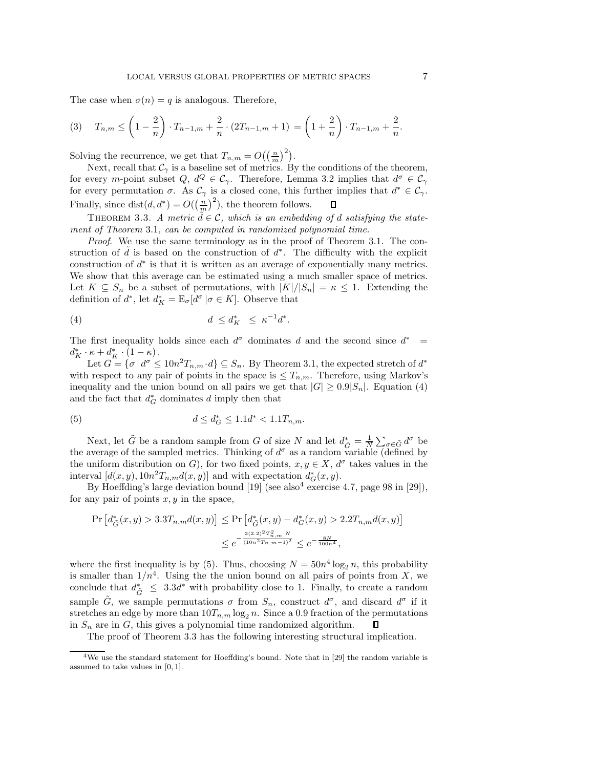The case when $\sigma(n) = q$ is analogous. Therefore,

$$T_{n,m} \leq \left(1 - \frac{2}{n}\right) \cdot T_{n-1,m} + \frac{2}{n} \cdot (2T_{n-1,m} + 1) = \left(1 + \frac{2}{n}\right) \cdot T_{n-1,m} + \frac{2}{n}. \tag{3}$$

Solving the recurrence, we get that $T_{n,m} = O\big(\big(\frac{n}{m}\big)^2\big)$.

Next, recall that $\mathcal{C}_\gamma$ is a baseline set of metrics. By the conditions of the theorem, for every $m$-point subset $Q$, $d^Q \in \mathcal{C}_\gamma$. Therefore, Lemma 3.2 implies that $d^\sigma \in \mathcal{C}_\gamma$ for every permutation $\sigma$. As $\mathcal{C}_\gamma$ is a closed cone, this further implies that $d^* \in \mathcal{C}_\gamma$. Finally, since $\mathrm{dist}(d, d^*) = O\big(\big(\frac{n}{m}\big)^2\big)$, the theorem follows. ∎

THEOREM 3.3. *A metric $\tilde{d} \in \mathcal{C}$, which is an embedding of $d$ satisfying the statement of Theorem* 3.1*, can be computed in randomized polynomial time.*

*Proof.* We use the same terminology as in the proof of Theorem 3.1. The construction of $\tilde{d}$ is based on the construction of $d^*$. The difficulty with the explicit construction of $d^*$ is that it is written as an average of exponentially many metrics. We show that this average can be estimated using a much smaller space of metrics. Let $K \subseteq S_n$ be a subset of permutations, with $|K|/|S_n| = \kappa \leq 1$. Extending the definition of $d^*$, let $d^*_K = \mathrm{E}_\sigma[d^\sigma \,|\sigma \in K]$. Observe that

$$d \leq d^*_K \leq \kappa^{-1} d^*. \tag{4}$$

The first inequality holds since each $d^\sigma$ dominates $d$ and the second since $d^* = d^*_K \cdot \kappa + d^*_{\bar{K}} \cdot (1 - \kappa)$.

Let $G = \{\sigma \,|\, d^\sigma \leq 10n^2 T_{n,m} \cdot d\} \subseteq S_n$. By Theorem 3.1, the expected stretch of $d^*$ with respect to any pair of points in the space is $\leq T_{n,m}$. Therefore, using Markov's inequality and the union bound on all pairs we get that $|G| \geq 0.9|S_n|$. Equation (4) and the fact that $d^*_G$ dominates $d$ imply then that

$$d \leq d^*_G \leq 1.1 d^* < 1.1 T_{n,m}. \tag{5}$$

Next, let $\tilde{G}$ be a random sample from $G$ of size $N$ and let $d^*_{\tilde{G}} = \frac{1}{N} \sum_{\sigma \in \tilde{G}} d^\sigma$ be the average of the sampled metrics. Thinking of $d^\sigma$ as a random variable (defined by the uniform distribution on $G$), for two fixed points, $x, y \in X$, $d^\sigma$ takes values in the interval $[d(x,y), 10n^2 T_{n,m} d(x,y)]$ and with expectation $d^*_G(x,y)$.

By Hoeffding's large deviation bound [19] (see also[4] exercise 4.7, page 98 in [29]), for any pair of points $x, y$ in the space,

$$\begin{aligned}
\Pr\left[d^*_{\tilde{G}}(x,y) > 3.3 T_{n,m} d(x,y)\right] &\leq \Pr\left[d^*_{\tilde{G}}(x,y) - d^*_G(x,y) > 2.2 T_{n,m} d(x,y)\right] \\
&\leq e^{-\frac{2(2.2)^2 T^2_{n,m} \cdot N}{(10n^2 T_{n,m} - 1)^2}} \leq e^{-\frac{8N}{100n^4}},
\end{aligned}$$

where the first inequality is by (5). Thus, choosing $N = 50n^4 \log_2 n$, this probability is smaller than $1/n^4$. Using the the union bound on all pairs of points from $X$, we conclude that $d^*_{\tilde{G}} \leq 3.3 d^*$ with probability close to 1. Finally, to create a random sample $\tilde{G}$, we sample permutations $\sigma$ from $S_n$, construct $d^\sigma$, and discard $d^\sigma$ if it stretches an edge by more than $10 T_{n,m} \log_2 n$. Since a 0.9 fraction of the permutations in $S_n$ are in $G$, this gives a polynomial time randomized algorithm. ∎

The proof of Theorem 3.3 has the following interesting structural implication.

[4] We use the standard statement for Hoeffding's bound. Note that in [29] the random variable is assumed to take values in $[0, 1]$.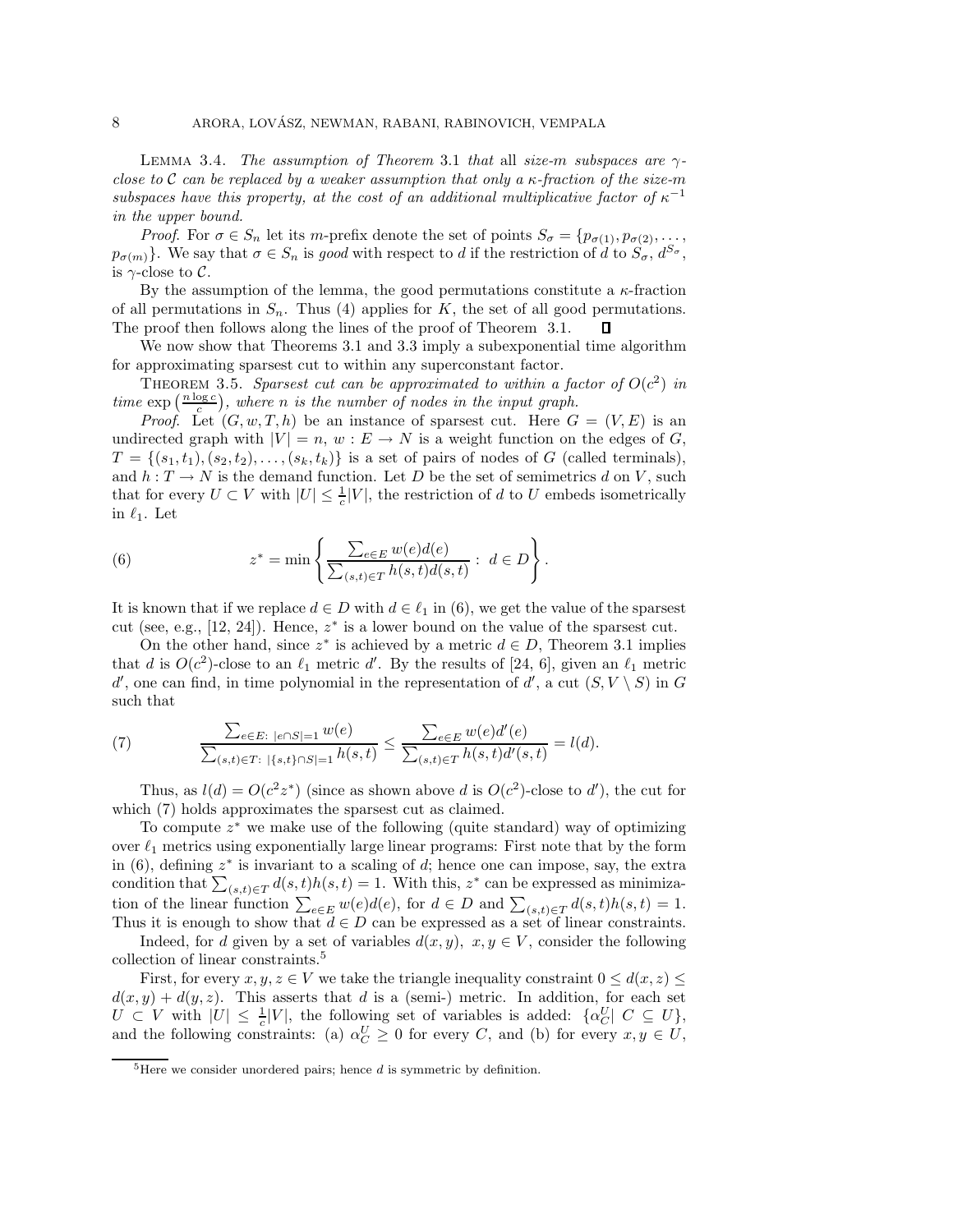LEMMA 3.4. *The assumption of Theorem* 3.1 *that* all *size-m subspaces are* $\gamma$*-close to* $\mathcal{C}$ *can be replaced by a weaker assumption that only a* $\kappa$*-fraction of the size-m subspaces have this property, at the cost of an additional multiplicative factor of* $\kappa^{-1}$ *in the upper bound.*

*Proof.* For $\sigma \in S_n$ let its $m$-prefix denote the set of points $S_\sigma = \{p_{\sigma(1)}, p_{\sigma(2)}, \ldots, p_{\sigma(m)}\}$. We say that $\sigma \in S_n$ is *good* with respect to $d$ if the restriction of $d$ to $S_\sigma$, $d^{S_\sigma}$, is $\gamma$-close to $\mathcal{C}$.

By the assumption of the lemma, the good permutations constitute a $\kappa$-fraction of all permutations in $S_n$. Thus (4) applies for $K$, the set of all good permutations. The proof then follows along the lines of the proof of Theorem 3.1. ∎

We now show that Theorems 3.1 and 3.3 imply a subexponential time algorithm for approximating sparsest cut to within any superconstant factor.

THEOREM 3.5. *Sparsest cut can be approximated to within a factor of* $O(c^2)$ *in time* $\exp\left(\frac{n \log c}{c}\right)$*, where* $n$ *is the number of nodes in the input graph.*

*Proof.* Let $(G, w, T, h)$ be an instance of sparsest cut. Here $G = (V, E)$ is an undirected graph with $|V| = n$, $w : E \to N$ is a weight function on the edges of $G$, $T = \{(s_1, t_1), (s_2, t_2), \ldots, (s_k, t_k)\}$ is a set of pairs of nodes of $G$ (called terminals), and $h : T \to N$ is the demand function. Let $D$ be the set of semimetrics $d$ on $V$, such that for every $U \subset V$ with $|U| \leq \frac{1}{c}|V|$, the restriction of $d$ to $U$ embeds isometrically in $\ell_1$. Let

$$z^* = \min\left\{\frac{\sum_{e \in E} w(e)d(e)}{\sum_{(s,t)\in T} h(s,t)d(s,t)} : d \in D\right\}. \tag{6}$$

It is known that if we replace $d \in D$ with $d \in \ell_1$ in (6), we get the value of the sparsest cut (see, e.g., [12, 24]). Hence, $z^*$ is a lower bound on the value of the sparsest cut.

On the other hand, since $z^*$ is achieved by a metric $d \in D$, Theorem 3.1 implies that $d$ is $O(c^2)$-close to an $\ell_1$ metric $d'$. By the results of [24, 6], given an $\ell_1$ metric $d'$, one can find, in time polynomial in the representation of $d'$, a cut $(S, V \setminus S)$ in $G$ such that

$$\frac{\sum_{e \in E:\ |e \cap S|=1} w(e)}{\sum_{(s,t)\in T:\ |\{s,t\}\cap S|=1} h(s,t)} \leq \frac{\sum_{e\in E} w(e)d'(e)}{\sum_{(s,t)\in T} h(s,t)d'(s,t)} = l(d). \tag{7}$$

Thus, as $l(d) = O(c^2 z^*)$ (since as shown above $d$ is $O(c^2)$-close to $d'$), the cut for which (7) holds approximates the sparsest cut as claimed.

To compute $z^*$ we make use of the following (quite standard) way of optimizing over $\ell_1$ metrics using exponentially large linear programs: First note that by the form in (6), defining $z^*$ is invariant to a scaling of $d$; hence one can impose, say, the extra condition that $\sum_{(s,t)\in T} d(s,t)h(s,t) = 1$. With this, $z^*$ can be expressed as minimization of the linear function $\sum_{e\in E} w(e)d(e)$, for $d \in D$ and $\sum_{(s,t)\in T} d(s,t)h(s,t) = 1$. Thus it is enough to show that $d \in D$ can be expressed as a set of linear constraints.

Indeed, for $d$ given by a set of variables $d(x, y)$, $x, y \in V$, consider the following collection of linear constraints.[5]

First, for every $x, y, z \in V$ we take the triangle inequality constraint $0 \leq d(x, z) \leq d(x, y) + d(y, z)$. This asserts that $d$ is a (semi-) metric. In addition, for each set $U \subset V$ with $|U| \leq \frac{1}{c}|V|$, the following set of variables is added: $\{\alpha_C^U |\ C \subseteq U\}$, and the following constraints: (a) $\alpha_C^U \geq 0$ for every $C$, and (b) for every $x, y \in U$,

[5] Here we consider unordered pairs; hence $d$ is symmetric by definition.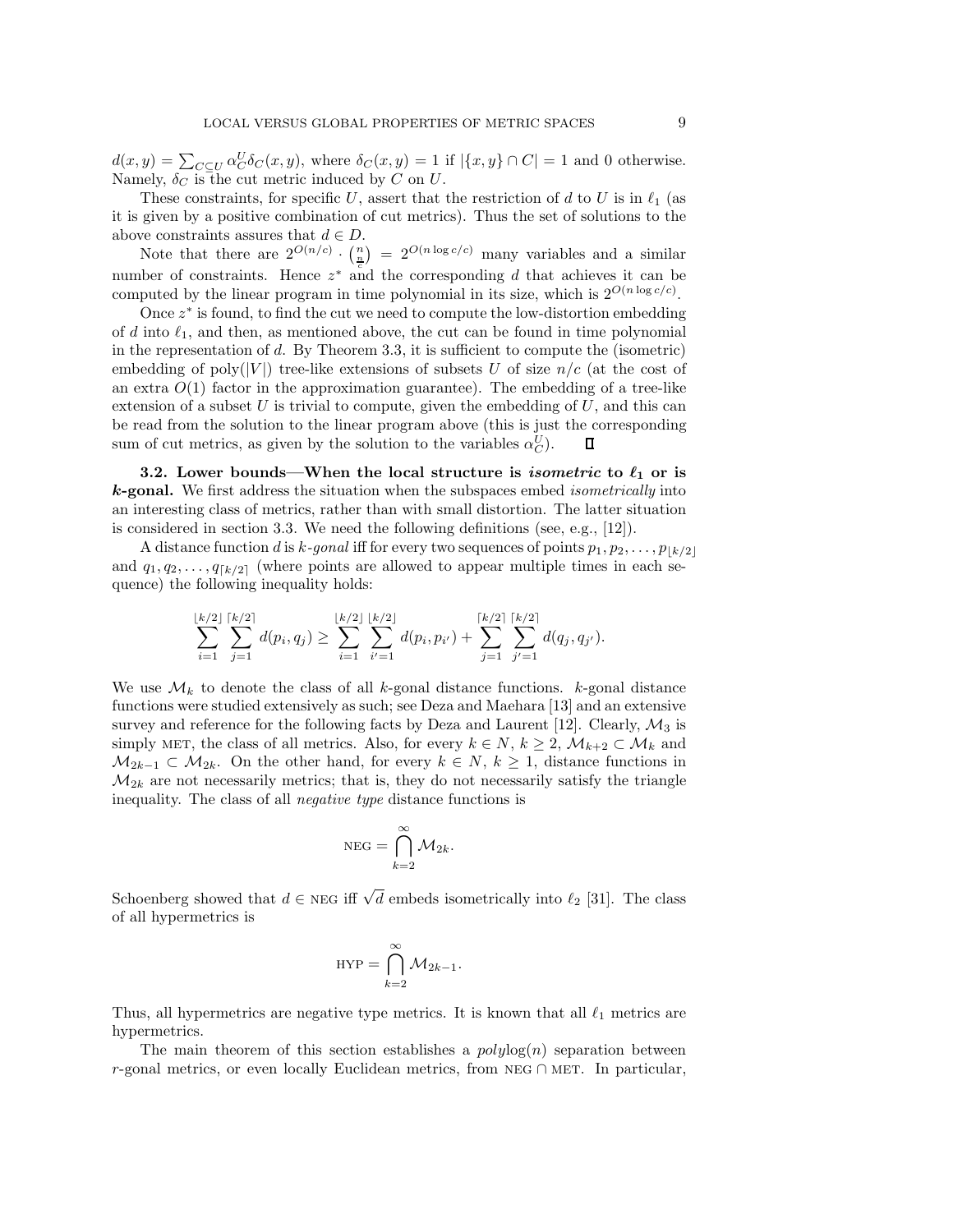$d(x, y) = \sum_{C \subseteq U} \alpha_C^U \delta_C(x, y)$, where $\delta_C(x, y) = 1$ if $|\{x, y\} \cap C| = 1$ and 0 otherwise. Namely, $\delta_C$ is the cut metric induced by $C$ on $U$.

These constraints, for specific $U$, assert that the restriction of $d$ to $U$ is in $\ell_1$ (as it is given by a positive combination of cut metrics). Thus the set of solutions to the above constraints assures that $d \in D$.

Note that there are $2^{O(n/c)} \cdot \binom{n}{\frac{n}{c}} = 2^{O(n \log c/c)}$ many variables and a similar number of constraints. Hence $z^*$ and the corresponding $d$ that achieves it can be computed by the linear program in time polynomial in its size, which is $2^{O(n \log c/c)}$.

Once $z^*$ is found, to find the cut we need to compute the low-distortion embedding of $d$ into $\ell_1$, and then, as mentioned above, the cut can be found in time polynomial in the representation of $d$. By Theorem 3.3, it is sufficient to compute the (isometric) embedding of poly($|V|$) tree-like extensions of subsets $U$ of size $n/c$ (at the cost of an extra $O(1)$ factor in the approximation guarantee). The embedding of a tree-like extension of a subset $U$ is trivial to compute, given the embedding of $U$, and this can be read from the solution to the linear program above (this is just the corresponding sum of cut metrics, as given by the solution to the variables $\alpha_C^U$). ∎

**3.2. Lower bounds—When the local structure is *isometric* to $\ell_1$ or is *k*-gonal.** We first address the situation when the subspaces embed *isometrically* into an interesting class of metrics, rather than with small distortion. The latter situation is considered in section 3.3. We need the following definitions (see, e.g., [12]).

A distance function $d$ is *k-gonal* iff for every two sequences of points $p_1, p_2, \ldots, p_{\lfloor k/2 \rfloor}$ and $q_1, q_2, \ldots, q_{\lceil k/2 \rceil}$ (where points are allowed to appear multiple times in each sequence) the following inequality holds:

$$\sum_{i=1}^{\lfloor k/2 \rfloor} \sum_{j=1}^{\lceil k/2 \rceil} d(p_i, q_j) \geq \sum_{i=1}^{\lfloor k/2 \rfloor} \sum_{i'=1}^{\lfloor k/2 \rfloor} d(p_i, p_{i'}) + \sum_{j=1}^{\lceil k/2 \rceil} \sum_{j'=1}^{\lceil k/2 \rceil} d(q_j, q_{j'}).$$

We use $\mathcal{M}_k$ to denote the class of all $k$-gonal distance functions. $k$-gonal distance functions were studied extensively as such; see Deza and Maehara [13] and an extensive survey and reference for the following facts by Deza and Laurent [12]. Clearly, $\mathcal{M}_3$ is simply MET, the class of all metrics. Also, for every $k \in N$, $k \geq 2$, $\mathcal{M}_{k+2} \subset \mathcal{M}_k$ and $\mathcal{M}_{2k-1} \subset \mathcal{M}_{2k}$. On the other hand, for every $k \in N$, $k \geq 1$, distance functions in $\mathcal{M}_{2k}$ are not necessarily metrics; that is, they do not necessarily satisfy the triangle inequality. The class of all *negative type* distance functions is

$$\text{NEG} = \bigcap_{k=2}^{\infty} \mathcal{M}_{2k}.$$

Schoenberg showed that $d \in \text{NEG}$ iff $\sqrt{d}$ embeds isometrically into $\ell_2$ [31]. The class of all hypermetrics is

$$\text{HYP} = \bigcap_{k=2}^{\infty} \mathcal{M}_{2k-1}.$$

Thus, all hypermetrics are negative type metrics. It is known that all $\ell_1$ metrics are hypermetrics.

The main theorem of this section establishes a *poly*log($n$) separation between $r$-gonal metrics, or even locally Euclidean metrics, from NEG $\cap$ MET. In particular,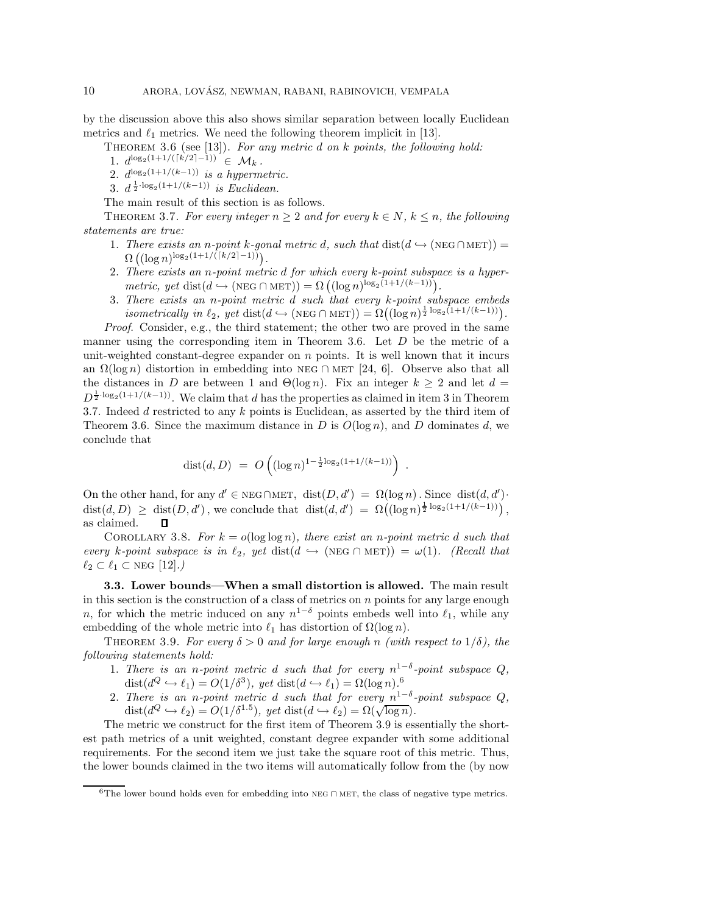by the discussion above this also shows similar separation between locally Euclidean metrics and $\ell_1$ metrics. We need the following theorem implicit in [13].

THEOREM 3.6 (see [13]). *For any metric $d$ on $k$ points, the following hold:*

1. $d^{\log_2(1+1/(\lceil k/2\rceil-1))} \in \mathcal{M}_k$.
2. $d^{\log_2(1+1/(k-1))}$ *is a hypermetric.*
3. $d^{\frac{1}{2}\cdot\log_2(1+1/(k-1))}$ *is Euclidean.*

The main result of this section is as follows.

THEOREM 3.7. *For every integer $n \geq 2$ and for every $k \in N$, $k \leq n$, the following statements are true:*

1. *There exists an $n$-point $k$-gonal metric $d$, such that* $\operatorname{dist}(d \hookrightarrow (\text{NEG} \cap \text{MET})) = \Omega\left((\log n)^{\log_2(1+1/(\lceil k/2\rceil-1))}\right)$.
2. *There exists an $n$-point metric $d$ for which every $k$-point subspace is a hypermetric, yet* $\operatorname{dist}(d \hookrightarrow (\text{NEG} \cap \text{MET})) = \Omega\left((\log n)^{\log_2(1+1/(k-1))}\right)$.
3. *There exists an $n$-point metric $d$ such that every $k$-point subspace embeds isometrically in $\ell_2$, yet* $\operatorname{dist}(d \hookrightarrow (\text{NEG} \cap \text{MET})) = \Omega\left((\log n)^{\frac{1}{2}\log_2(1+1/(k-1))}\right)$.

*Proof.* Consider, e.g., the third statement; the other two are proved in the same manner using the corresponding item in Theorem 3.6. Let $D$ be the metric of a unit-weighted constant-degree expander on $n$ points. It is well known that it incurs an $\Omega(\log n)$ distortion in embedding into NEG $\cap$ MET [24, 6]. Observe also that all the distances in $D$ are between 1 and $\Theta(\log n)$. Fix an integer $k \geq 2$ and let $d = D^{\frac{1}{2}\cdot\log_2(1+1/(k-1))}$. We claim that $d$ has the properties as claimed in item 3 in Theorem 3.7. Indeed $d$ restricted to any $k$ points is Euclidean, as asserted by the third item of Theorem 3.6. Since the maximum distance in $D$ is $O(\log n)$, and $D$ dominates $d$, we conclude that

$$\operatorname{dist}(d, D) = O\left((\log n)^{1-\frac{1}{2}\log_2(1+1/(k-1))}\right) .$$

On the other hand, for any $d' \in$ NEG$\cap$MET, $\operatorname{dist}(D, d') = \Omega(\log n)$. Since $\operatorname{dist}(d, d') \cdot \operatorname{dist}(d, D) \geq \operatorname{dist}(D, d')$, we conclude that $\operatorname{dist}(d, d') = \Omega\left((\log n)^{\frac{1}{2}\log_2(1+1/(k-1))}\right)$, as claimed. $\square$

COROLLARY 3.8. *For $k = o(\log\log n)$, there exist an $n$-point metric $d$ such that every $k$-point subspace is in $\ell_2$, yet $\operatorname{dist}(d \hookrightarrow (\text{NEG} \cap \text{MET})) = \omega(1)$. (Recall that $\ell_2 \subset \ell_1 \subset$ NEG [12].)*

**3.3. Lower bounds—When a small distortion is allowed.** The main result in this section is the construction of a class of metrics on $n$ points for any large enough $n$, for which the metric induced on any $n^{1-\delta}$ points embeds well into $\ell_1$, while any embedding of the whole metric into $\ell_1$ has distortion of $\Omega(\log n)$.

THEOREM 3.9. *For every $\delta > 0$ and for large enough $n$ (with respect to $1/\delta$), the following statements hold:*

1. *There is an $n$-point metric $d$ such that for every $n^{1-\delta}$-point subspace $Q$, $\operatorname{dist}(d^Q \hookrightarrow \ell_1) = O(1/\delta^3)$, yet $\operatorname{dist}(d \hookrightarrow \ell_1) = \Omega(\log n)$.*[6]
2. *There is an $n$-point metric $d$ such that for every $n^{1-\delta}$-point subspace $Q$, $\operatorname{dist}(d^Q \hookrightarrow \ell_2) = O(1/\delta^{1.5})$, yet $\operatorname{dist}(d \hookrightarrow \ell_2) = \Omega(\sqrt{\log n})$.*

The metric we construct for the first item of Theorem 3.9 is essentially the shortest path metrics of a unit weighted, constant degree expander with some additional requirements. For the second item we just take the square root of this metric. Thus, the lower bounds claimed in the two items will automatically follow from the (by now

[6] The lower bound holds even for embedding into NEG $\cap$ MET, the class of negative type metrics.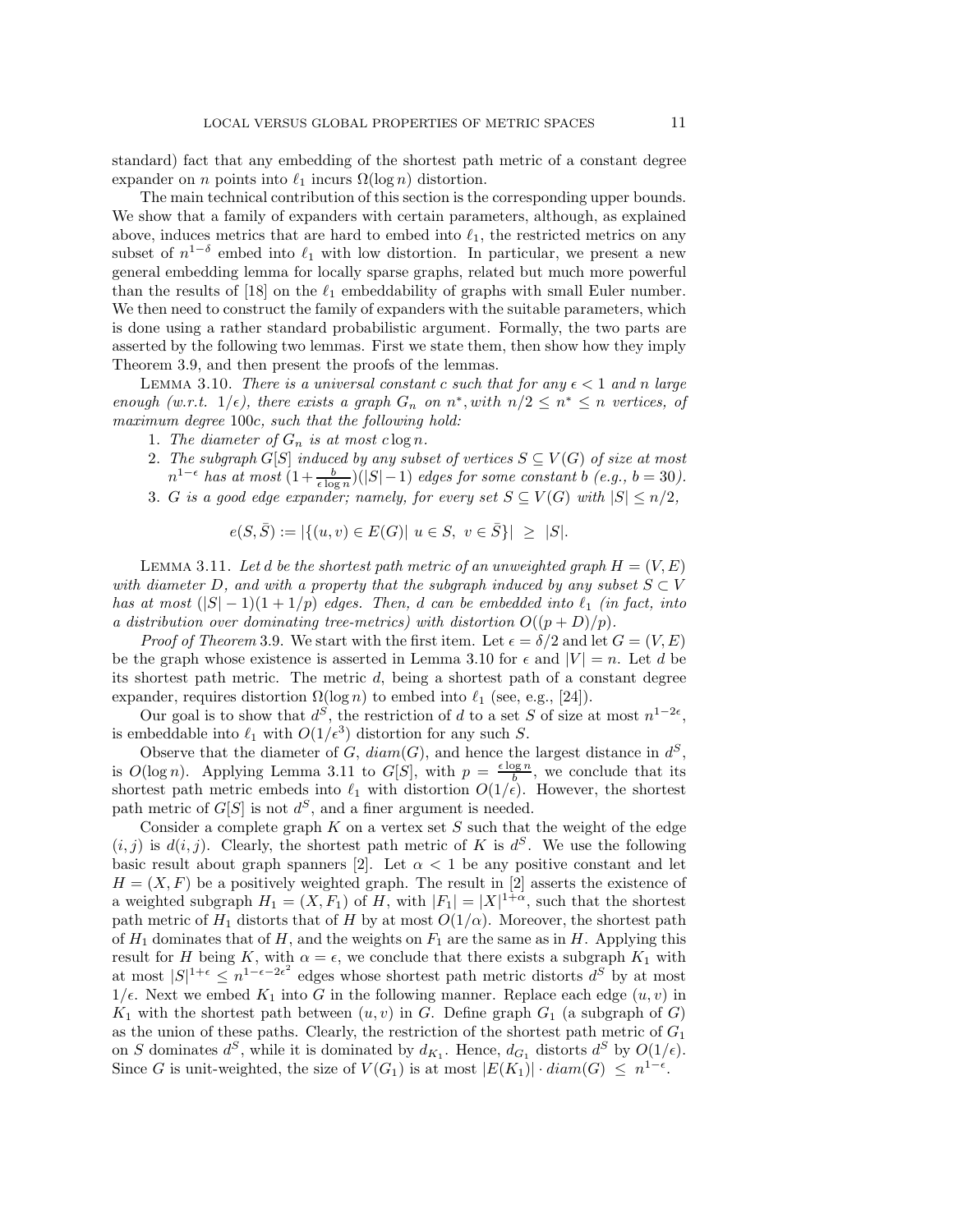standard) fact that any embedding of the shortest path metric of a constant degree expander on $n$ points into $\ell_1$ incurs $\Omega(\log n)$ distortion.

The main technical contribution of this section is the corresponding upper bounds. We show that a family of expanders with certain parameters, although, as explained above, induces metrics that are hard to embed into $\ell_1$, the restricted metrics on any subset of $n^{1-\delta}$ embed into $\ell_1$ with low distortion. In particular, we present a new general embedding lemma for locally sparse graphs, related but much more powerful than the results of [18] on the $\ell_1$ embeddability of graphs with small Euler number. We then need to construct the family of expanders with the suitable parameters, which is done using a rather standard probabilistic argument. Formally, the two parts are asserted by the following two lemmas. First we state them, then show how they imply Theorem 3.9, and then present the proofs of the lemmas.

Lemma 3.10. *There is a universal constant $c$ such that for any $\epsilon < 1$ and $n$ large enough (w.r.t. $1/\epsilon$), there exists a graph $G_n$ on $n^*$, with $n/2 \leq n^* \leq n$ vertices, of maximum degree $100c$, such that the following hold:*

1. *The diameter of $G_n$ is at most $c \log n$.*
2. *The subgraph $G[S]$ induced by any subset of vertices $S \subseteq V(G)$ of size at most $n^{1-\epsilon}$ has at most $(1 + \frac{b}{\epsilon \log n})(|S| - 1)$ edges for some constant $b$ (e.g., $b = 30$).*
3. *$G$ is a good edge expander; namely, for every set $S \subseteq V(G)$ with $|S| \leq n/2$,*

$$e(S, \bar{S}) := |\{(u, v) \in E(G)|\ u \in S,\ v \in \bar{S}\}| \ \geq\ |S|.$$

Lemma 3.11. *Let $d$ be the shortest path metric of an unweighted graph $H = (V, E)$ with diameter $D$, and with a property that the subgraph induced by any subset $S \subset V$ has at most $(|S| - 1)(1 + 1/p)$ edges. Then, $d$ can be embedded into $\ell_1$ (in fact, into a distribution over dominating tree-metrics) with distortion $O((p + D)/p)$.*

*Proof of Theorem* 3.9. We start with the first item. Let $\epsilon = \delta/2$ and let $G = (V, E)$ be the graph whose existence is asserted in Lemma 3.10 for $\epsilon$ and $|V| = n$. Let $d$ be its shortest path metric. The metric $d$, being a shortest path of a constant degree expander, requires distortion $\Omega(\log n)$ to embed into $\ell_1$ (see, e.g., [24]).

Our goal is to show that $d^S$, the restriction of $d$ to a set $S$ of size at most $n^{1-2\epsilon}$, is embeddable into $\ell_1$ with $O(1/\epsilon^3)$ distortion for any such $S$.

Observe that the diameter of $G$, $diam(G)$, and hence the largest distance in $d^S$, is $O(\log n)$. Applying Lemma 3.11 to $G[S]$, with $p = \frac{\epsilon \log n}{b}$, we conclude that its shortest path metric embeds into $\ell_1$ with distortion $O(1/\epsilon)$. However, the shortest path metric of $G[S]$ is not $d^S$, and a finer argument is needed.

Consider a complete graph $K$ on a vertex set $S$ such that the weight of the edge $(i, j)$ is $d(i, j)$. Clearly, the shortest path metric of $K$ is $d^S$. We use the following basic result about graph spanners [2]. Let $\alpha < 1$ be any positive constant and let $H = (X, F)$ be a positively weighted graph. The result in [2] asserts the existence of a weighted subgraph $H_1 = (X, F_1)$ of $H$, with $|F_1| = |X|^{1+\alpha}$, such that the shortest path metric of $H_1$ distorts that of $H$ by at most $O(1/\alpha)$. Moreover, the shortest path of $H_1$ dominates that of $H$, and the weights on $F_1$ are the same as in $H$. Applying this result for $H$ being $K$, with $\alpha = \epsilon$, we conclude that there exists a subgraph $K_1$ with at most $|S|^{1+\epsilon} \leq n^{1-\epsilon-2\epsilon^2}$ edges whose shortest path metric distorts $d^S$ by at most $1/\epsilon$. Next we embed $K_1$ into $G$ in the following manner. Replace each edge $(u, v)$ in $K_1$ with the shortest path between $(u, v)$ in $G$. Define graph $G_1$ (a subgraph of $G$) as the union of these paths. Clearly, the restriction of the shortest path metric of $G_1$ on $S$ dominates $d^S$, while it is dominated by $d_{K_1}$. Hence, $d_{G_1}$ distorts $d^S$ by $O(1/\epsilon)$. Since $G$ is unit-weighted, the size of $V(G_1)$ is at most $|E(K_1)| \cdot diam(G) \ \leq\ n^{1-\epsilon}$.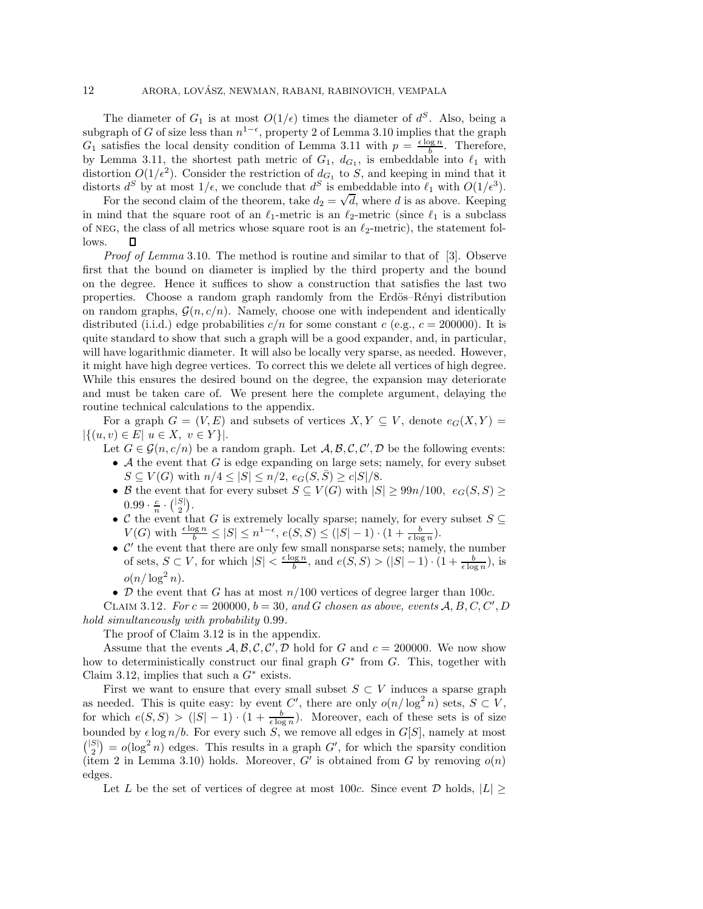The diameter of $G_1$ is at most $O(1/\epsilon)$ times the diameter of $d^S$. Also, being a subgraph of $G$ of size less than $n^{1-\epsilon}$, property 2 of Lemma 3.10 implies that the graph $G_1$ satisfies the local density condition of Lemma 3.11 with $p = \frac{\epsilon \log n}{b}$. Therefore, by Lemma 3.11, the shortest path metric of $G_1$, $d_{G_1}$, is embeddable into $\ell_1$ with distortion $O(1/\epsilon^2)$. Consider the restriction of $d_{G_1}$ to $S$, and keeping in mind that it distorts $d^S$ by at most $1/\epsilon$, we conclude that $d^S$ is embeddable into $\ell_1$ with $O(1/\epsilon^3)$.

For the second claim of the theorem, take $d_2 = \sqrt{d}$, where $d$ is as above. Keeping in mind that the square root of an $\ell_1$-metric is an $\ell_2$-metric (since $\ell_1$ is a subclass of NEG, the class of all metrics whose square root is an $\ell_2$-metric), the statement follows. $\square$

*Proof of Lemma* 3.10. The method is routine and similar to that of [3]. Observe first that the bound on diameter is implied by the third property and the bound on the degree. Hence it suffices to show a construction that satisfies the last two properties. Choose a random graph randomly from the Erdös–Rényi distribution on random graphs, $\mathcal{G}(n, c/n)$. Namely, choose one with independent and identically distributed (i.i.d.) edge probabilities $c/n$ for some constant $c$ (e.g., $c = 200000$). It is quite standard to show that such a graph will be a good expander, and, in particular, will have logarithmic diameter. It will also be locally very sparse, as needed. However, it might have high degree vertices. To correct this we delete all vertices of high degree. While this ensures the desired bound on the degree, the expansion may deteriorate and must be taken care of. We present here the complete argument, delaying the routine technical calculations to the appendix.

For a graph $G = (V, E)$ and subsets of vertices $X, Y \subseteq V$, denote $e_G(X, Y) = |\{(u, v) \in E|\ u \in X,\ v \in Y\}|$.

Let $G \in \mathcal{G}(n, c/n)$ be a random graph. Let $\mathcal{A}, \mathcal{B}, \mathcal{C}, \mathcal{C}', \mathcal{D}$ be the following events:

- $\mathcal{A}$ the event that $G$ is edge expanding on large sets; namely, for every subset $S \subseteq V(G)$ with $n/4 \leq |S| \leq n/2$, $e_G(S, \bar{S}) \geq c|S|/8$.
- $\mathcal{B}$ the event that for every subset $S \subseteq V(G)$ with $|S| \geq 99n/100$, $e_G(S, S) \geq 0.99 \cdot \frac{c}{n} \cdot \binom{|S|}{2}$.
- $\mathcal{C}$ the event that $G$ is extremely locally sparse; namely, for every subset $S \subseteq V(G)$ with $\frac{\epsilon \log n}{b} \leq |S| \leq n^{1-\epsilon}$, $e(S, S) \leq (|S| - 1) \cdot (1 + \frac{b}{\epsilon \log n})$.
- $\mathcal{C}'$ the event that there are only few small nonsparse sets; namely, the number of sets, $S \subset V$, for which $|S| < \frac{\epsilon \log n}{b}$, and $e(S, S) > (|S| - 1) \cdot (1 + \frac{b}{\epsilon \log n})$, is $o(n/\log^2 n)$.
- $\mathcal{D}$ the event that $G$ has at most $n/100$ vertices of degree larger than $100c$.

CLAIM 3.12. *For* $c = 200000$, $b = 30$, *and* $G$ *chosen as above, events* $\mathcal{A}, B, C, C', D$ *hold simultaneously with probability* 0.99.

The proof of Claim 3.12 is in the appendix.

Assume that the events $\mathcal{A}, \mathcal{B}, \mathcal{C}, \mathcal{C}', \mathcal{D}$ hold for $G$ and $c = 200000$. We now show how to deterministically construct our final graph $G^*$ from $G$. This, together with Claim 3.12, implies that such a $G^*$ exists.

First we want to ensure that every small subset $S \subset V$ induces a sparse graph as needed. This is quite easy: by event $C'$, there are only $o(n/\log^2 n)$ sets, $S \subset V$, for which $e(S, S) > (|S| - 1) \cdot (1 + \frac{b}{\epsilon \log n})$. Moreover, each of these sets is of size bounded by $\epsilon \log n/b$. For every such $S$, we remove all edges in $G[S]$, namely at most $\binom{|S|}{2} = o(\log^2 n)$ edges. This results in a graph $G'$, for which the sparsity condition (item 2 in Lemma 3.10) holds. Moreover, $G'$ is obtained from $G$ by removing $o(n)$ edges.

Let $L$ be the set of vertices of degree at most $100c$. Since event $\mathcal{D}$ holds, $|L| \geq$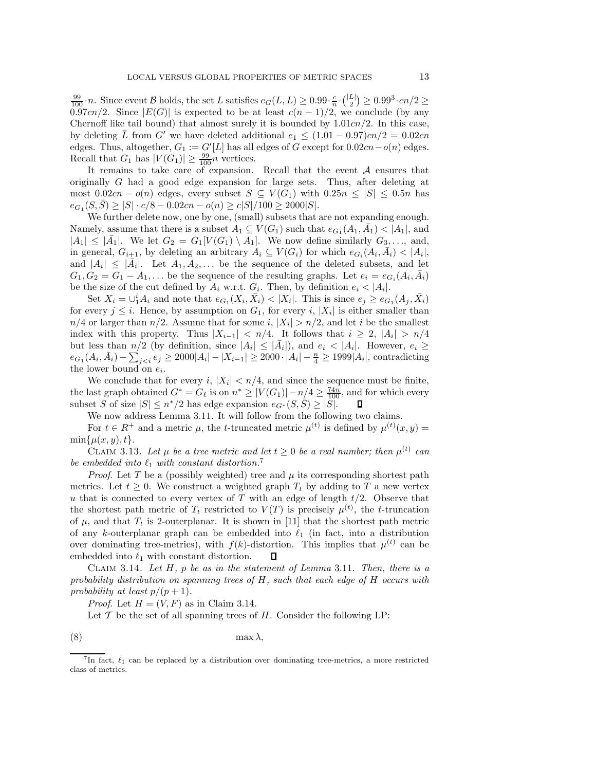$\frac{99}{100} \cdot n$. Since event $\mathcal{B}$ holds, the set $L$ satisfies $e_G(L, L) \geq 0.99 \cdot \frac{c}{n} \cdot \binom{|L|}{2} \geq 0.99^3 \cdot cn/2 \geq 0.97cn/2$. Since $|E(G)|$ is expected to be at least $c(n-1)/2$, we conclude (by any Chernoff like tail bound) that almost surely it is bounded by $1.01cn/2$. In this case, by deleting $\bar{L}$ from $G'$ we have deleted additional $e_1 \leq (1.01 - 0.97)cn/2 = 0.02cn$ edges. Thus, altogether, $G_1 := G'[L]$ has all edges of $G$ except for $0.02cn - o(n)$ edges. Recall that $G_1$ has $|V(G_1)| \geq \frac{99}{100}n$ vertices.

It remains to take care of expansion. Recall that the event $\mathcal{A}$ ensures that originally $G$ had a good edge expansion for large sets. Thus, after deleting at most $0.02cn - o(n)$ edges, every subset $S \subseteq V(G_1)$ with $0.25n \leq |S| \leq 0.5n$ has $e_{G_1}(S, \bar{S}) \geq |S| \cdot c/8 - 0.02cn - o(n) \geq c|S|/100 \geq 2000|S|$.

We further delete now, one by one, (small) subsets that are not expanding enough. Namely, assume that there is a subset $A_1 \subseteq V(G_1)$ such that $e_{G_1}(A_1, \bar{A}_1) < |A_1|$, and $|A_1| \leq |\bar{A}_1|$. We let $G_2 = G_1[V(G_1) \setminus A_1]$. We now define similarly $G_3, \ldots$, and, in general, $G_{i+1}$, by deleting an arbitrary $A_i \subseteq V(G_i)$ for which $e_{G_i}(A_i, \bar{A}_i) < |A_i|$, and $|A_i| \leq |\bar{A}_i|$. Let $A_1, A_2, \ldots$ be the sequence of the deleted subsets, and let $G_1, G_2 = G_1 - A_1, \ldots$ be the sequence of the resulting graphs. Let $e_i = e_{G_i}(A_i, \bar{A}_i)$ be the size of the cut defined by $A_i$ w.r.t. $G_i$. Then, by definition $e_i < |A_i|$.

Set $X_i = \cup_1^i A_i$ and note that $e_{G_1}(X_i, \bar{X}_i) < |X_i|$. This is since $e_j \geq e_{G_1}(A_j, \bar{X}_i)$ for every $j \leq i$. Hence, by assumption on $G_1$, for every $i$, $|X_i|$ is either smaller than $n/4$ or larger than $n/2$. Assume that for some $i$, $|X_i| > n/2$, and let $i$ be the smallest index with this property. Thus $|X_{i-1}| < n/4$. It follows that $i \geq 2$, $|A_i| > n/4$ but less than $n/2$ (by definition, since $|A_i| \leq |\bar{A}_i|$), and $e_i < |A_i|$. However, $e_i \geq e_{G_1}(A_i, \bar{A}_i) - \sum_{j<i} e_j \geq 2000|A_i| - |X_{i-1}| \geq 2000 \cdot |A_i| - \frac{n}{4} \geq 1999|A_i|$, contradicting the lower bound on $e_i$.

We conclude that for every $i$, $|X_i| < n/4$, and since the sequence must be finite, the last graph obtained $G^* = G_\ell$ is on $n^* \geq |V(G_1)| - n/4 \geq \frac{74n}{100}$, and for which every subset $S$ of size $|S| \leq n^*/2$ has edge expansion $e_{G^*}(S, \bar{S}) \geq |S|$. ∎

We now address Lemma 3.11. It will follow from the following two claims.

For $t \in R^+$ and a metric $\mu$, the $t$-truncated metric $\mu^{(t)}$ is defined by $\mu^{(t)}(x, y) = \min\{\mu(x, y), t\}$.

Claim 3.13. *Let $\mu$ be a tree metric and let $t \geq 0$ be a real number; then $\mu^{(t)}$ can be embedded into $\ell_1$ with constant distortion.*[7]

*Proof.* Let $T$ be a (possibly weighted) tree and $\mu$ its corresponding shortest path metrics. Let $t \geq 0$. We construct a weighted graph $T_t$ by adding to $T$ a new vertex $u$ that is connected to every vertex of $T$ with an edge of length $t/2$. Observe that the shortest path metric of $T_t$ restricted to $V(T)$ is precisely $\mu^{(t)}$, the $t$-truncation of $\mu$, and that $T_t$ is 2-outerplanar. It is shown in [11] that the shortest path metric of any $k$-outerplanar graph can be embedded into $\ell_1$ (in fact, into a distribution over dominating tree-metrics), with $f(k)$-distortion. This implies that $\mu^{(t)}$ can be embedded into $\ell_1$ with constant distortion. ∎

Claim 3.14. *Let $H$, $p$ be as in the statement of Lemma 3.11. Then, there is a probability distribution on spanning trees of $H$, such that each edge of $H$ occurs with probability at least $p/(p+1)$.*

*Proof.* Let $H = (V, F)$ as in Claim 3.14.

Let $\mathcal{T}$ be the set of all spanning trees of $H$. Consider the following LP:

$$\max \lambda, \tag{8}$$

[7] In fact, $\ell_1$ can be replaced by a distribution over dominating tree-metrics, a more restricted class of metrics.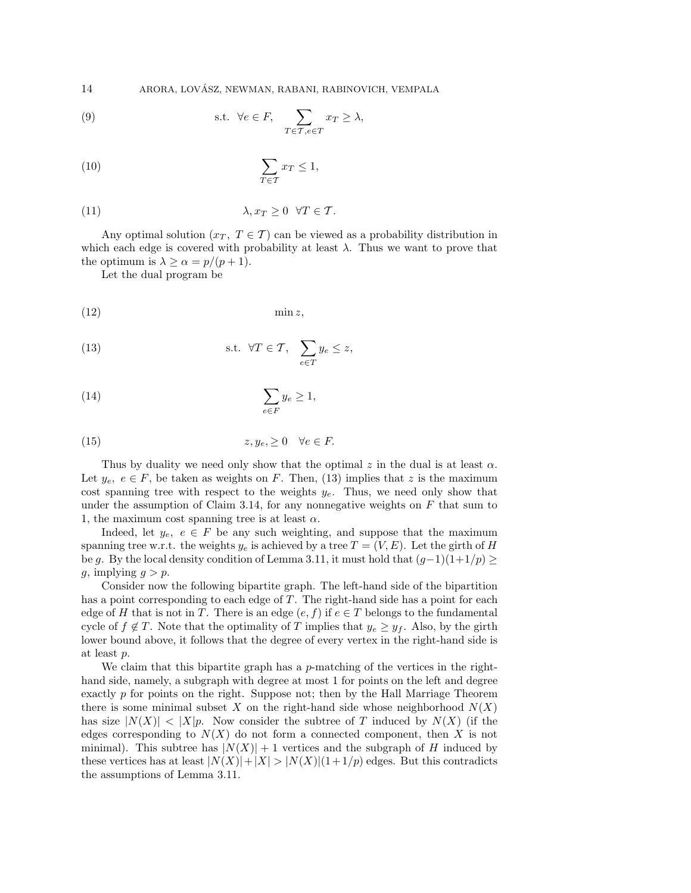$$
\text{s.t.} \quad \forall e \in F, \quad \sum_{T \in \mathcal{T}, e \in T} x_T \geq \lambda, \tag{9}
$$

$$
\sum_{T \in \mathcal{T}} x_T \leq 1, \tag{10}
$$

$$
\lambda, x_T \geq 0 \quad \forall T \in \mathcal{T}. \tag{11}
$$

Any optimal solution $(x_T,\ T \in \mathcal{T})$ can be viewed as a probability distribution in which each edge is covered with probability at least $\lambda$. Thus we want to prove that the optimum is $\lambda \geq \alpha = p/(p+1)$.

Let the dual program be

$$
\min z, \tag{12}
$$

$$
\text{s.t.} \quad \forall T \in \mathcal{T}, \quad \sum_{e \in T} y_e \leq z, \tag{13}
$$

$$
\sum_{e \in F} y_e \geq 1, \tag{14}
$$

$$
z, y_e, \geq 0 \quad \forall e \in F. \tag{15}
$$

Thus by duality we need only show that the optimal $z$ in the dual is at least $\alpha$. Let $y_e$, $e \in F$, be taken as weights on $F$. Then, (13) implies that $z$ is the maximum cost spanning tree with respect to the weights $y_e$. Thus, we need only show that under the assumption of Claim 3.14, for any nonnegative weights on $F$ that sum to 1, the maximum cost spanning tree is at least $\alpha$.

Indeed, let $y_e$, $e \in F$ be any such weighting, and suppose that the maximum spanning tree w.r.t. the weights $y_e$ is achieved by a tree $T = (V, E)$. Let the girth of $H$ be $g$. By the local density condition of Lemma 3.11, it must hold that $(g-1)(1+1/p) \geq g$, implying $g > p$.

Consider now the following bipartite graph. The left-hand side of the bipartition has a point corresponding to each edge of $T$. The right-hand side has a point for each edge of $H$ that is not in $T$. There is an edge $(e, f)$ if $e \in T$ belongs to the fundamental cycle of $f \notin T$. Note that the optimality of $T$ implies that $y_e \geq y_f$. Also, by the girth lower bound above, it follows that the degree of every vertex in the right-hand side is at least $p$.

We claim that this bipartite graph has a $p$-matching of the vertices in the right-hand side, namely, a subgraph with degree at most 1 for points on the left and degree exactly $p$ for points on the right. Suppose not; then by the Hall Marriage Theorem there is some minimal subset $X$ on the right-hand side whose neighborhood $N(X)$ has size $|N(X)| < |X|p$. Now consider the subtree of $T$ induced by $N(X)$ (if the edges corresponding to $N(X)$ do not form a connected component, then $X$ is not minimal). This subtree has $|N(X)| + 1$ vertices and the subgraph of $H$ induced by these vertices has at least $|N(X)| + |X| > |N(X)|(1+1/p)$ edges. But this contradicts the assumptions of Lemma 3.11.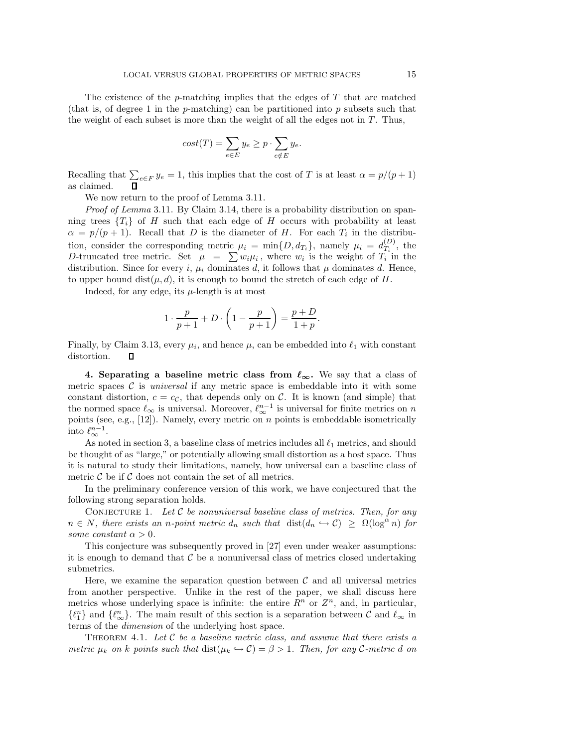The existence of the $p$-matching implies that the edges of $T$ that are matched (that is, of degree 1 in the $p$-matching) can be partitioned into $p$ subsets such that the weight of each subset is more than the weight of all the edges not in $T$. Thus,

$$cost(T) = \sum_{e \in E} y_e \geq p \cdot \sum_{e \notin E} y_e.$$

Recalling that $\sum_{e \in F} y_e = 1$, this implies that the cost of $T$ is at least $\alpha = p/(p+1)$ as claimed. ∎

We now return to the proof of Lemma 3.11.

*Proof of Lemma* 3.11. By Claim 3.14, there is a probability distribution on spanning trees $\{T_i\}$ of $H$ such that each edge of $H$ occurs with probability at least $\alpha = p/(p+1)$. Recall that $D$ is the diameter of $H$. For each $T_i$ in the distribution, consider the corresponding metric $\mu_i = \min\{D, d_{T_i}\}$, namely $\mu_i = d_{T_i}^{(D)}$, the $D$-truncated tree metric. Set $\mu = \sum w_i \mu_i$, where $w_i$ is the weight of $T_i$ in the distribution. Since for every $i$, $\mu_i$ dominates $d$, it follows that $\mu$ dominates $d$. Hence, to upper bound $\text{dist}(\mu, d)$, it is enough to bound the stretch of each edge of $H$.

Indeed, for any edge, its $\mu$-length is at most

$$1 \cdot \frac{p}{p+1} + D \cdot \left(1 - \frac{p}{p+1}\right) = \frac{p+D}{1+p}.$$

Finally, by Claim 3.13, every $\mu_i$, and hence $\mu$, can be embedded into $\ell_1$ with constant distortion. ∎

**4. Separating a baseline metric class from $\ell_\infty$.** We say that a class of metric spaces $\mathcal{C}$ is *universal* if any metric space is embeddable into it with some constant distortion, $c = c_{\mathcal{C}}$, that depends only on $\mathcal{C}$. It is known (and simple) that the normed space $\ell_\infty$ is universal. Moreover, $\ell_\infty^{n-1}$ is universal for finite metrics on $n$ points (see, e.g., [12]). Namely, every metric on $n$ points is embeddable isometrically into $\ell_\infty^{n-1}$.

As noted in section 3, a baseline class of metrics includes all $\ell_1$ metrics, and should be thought of as "large," or potentially allowing small distortion as a host space. Thus it is natural to study their limitations, namely, how universal can a baseline class of metric $\mathcal{C}$ be if $\mathcal{C}$ does not contain the set of all metrics.

In the preliminary conference version of this work, we have conjectured that the following strong separation holds.

CONJECTURE 1. *Let $\mathcal{C}$ be nonuniversal baseline class of metrics. Then, for any $n \in N$, there exists an $n$-point metric $d_n$ such that* $\text{dist}(d_n \hookrightarrow \mathcal{C}) \geq \Omega(\log^\alpha n)$ *for some constant $\alpha > 0$.*

This conjecture was subsequently proved in [27] even under weaker assumptions: it is enough to demand that $\mathcal{C}$ be a nonuniversal class of metrics closed undertaking submetrics.

Here, we examine the separation question between $\mathcal{C}$ and all universal metrics from another perspective. Unlike in the rest of the paper, we shall discuss here metrics whose underlying space is infinite: the entire $R^n$ or $Z^n$, and, in particular, $\{\ell_1^n\}$ and $\{\ell_\infty^n\}$. The main result of this section is a separation between $\mathcal{C}$ and $\ell_\infty$ in terms of the *dimension* of the underlying host space.

THEOREM 4.1. *Let $\mathcal{C}$ be a baseline metric class, and assume that there exists a metric $\mu_k$ on $k$ points such that $\text{dist}(\mu_k \hookrightarrow \mathcal{C}) = \beta > 1$. Then, for any $\mathcal{C}$-metric $d$ on*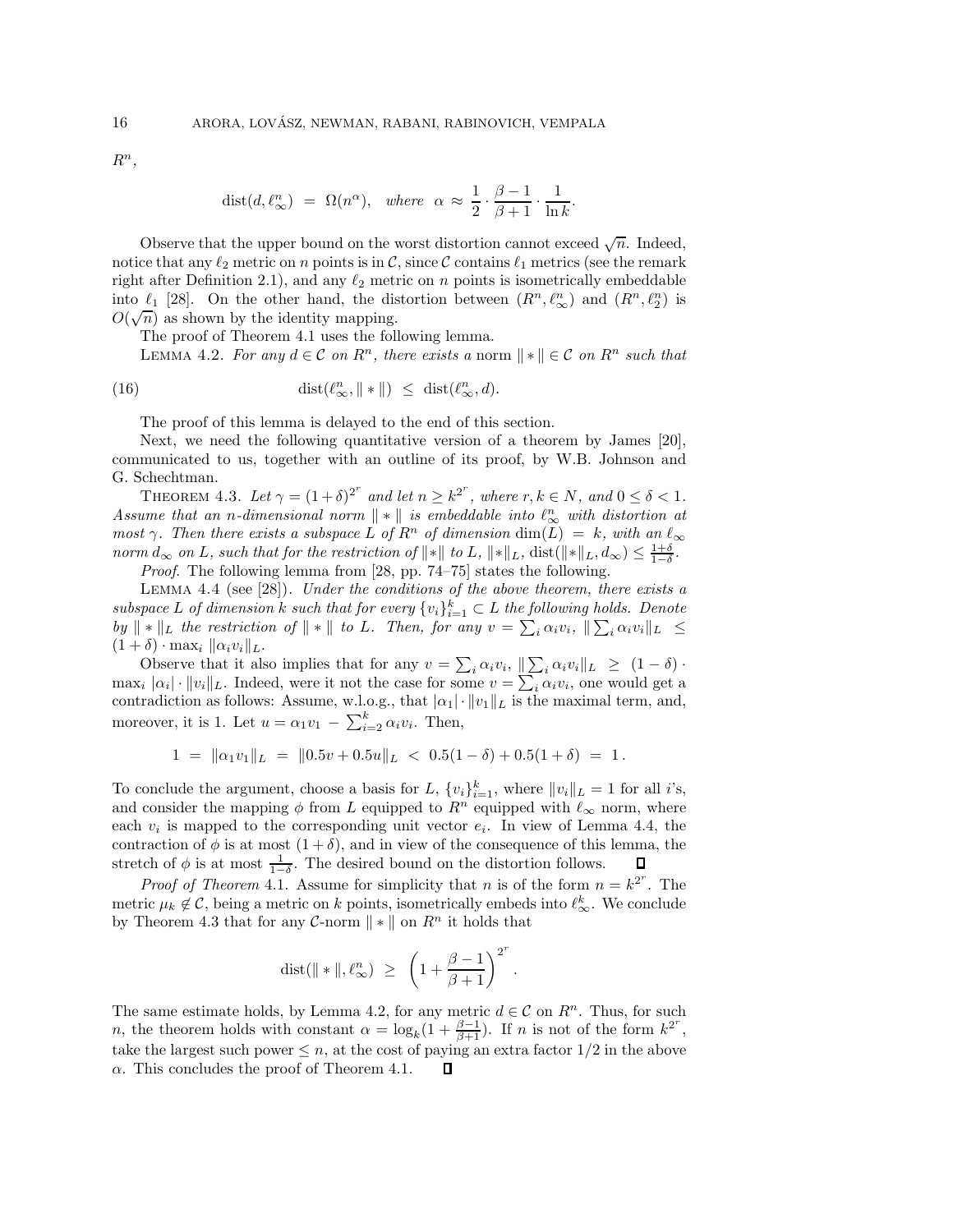$R^n$,

$$\operatorname{dist}(d, \ell_\infty^n) \;=\; \Omega(n^\alpha), \quad \textit{where} \;\; \alpha \approx \frac{1}{2}\cdot\frac{\beta-1}{\beta+1}\cdot\frac{1}{\ln k}.$$

Observe that the upper bound on the worst distortion cannot exceed $\sqrt{n}$. Indeed, notice that any $\ell_2$ metric on $n$ points is in $\mathcal{C}$, since $\mathcal{C}$ contains $\ell_1$ metrics (see the remark right after Definition 2.1), and any $\ell_2$ metric on $n$ points is isometrically embeddable into $\ell_1$ [28]. On the other hand, the distortion between $(R^n, \ell_\infty^n)$ and $(R^n, \ell_2^n)$ is $O(\sqrt{n})$ as shown by the identity mapping.

The proof of Theorem 4.1 uses the following lemma.

Lemma 4.2. *For any $d \in \mathcal{C}$ on $R^n$, there exists a* norm $\| * \| \in \mathcal{C}$ *on $R^n$ such that*

$$\operatorname{dist}(\ell_\infty^n, \| * \|) \;\le\; \operatorname{dist}(\ell_\infty^n, d). \tag{16}$$

The proof of this lemma is delayed to the end of this section.

Next, we need the following quantitative version of a theorem by James [20], communicated to us, together with an outline of its proof, by W.B. Johnson and G. Schechtman.

Theorem 4.3. *Let $\gamma = (1+\delta)^{2^r}$ and let $n \ge k^{2^r}$, where $r, k \in N$, and $0 \le \delta < 1$. Assume that an $n$-dimensional norm $\| * \|$ is embeddable into $\ell_\infty^n$ with distortion at most $\gamma$. Then there exists a subspace $L$ of $R^n$ of dimension $\dim(L) = k$, with an $\ell_\infty$ norm $d_\infty$ on $L$, such that for the restriction of $\|*\|$ to $L$, $\|*\|_L$, $\operatorname{dist}(\|*\|_L, d_\infty) \le \frac{1+\delta}{1-\delta}$.*

*Proof.* The following lemma from [28, pp. 74–75] states the following.

Lemma 4.4 (see [28]). *Under the conditions of the above theorem, there exists a subspace $L$ of dimension $k$ such that for every $\{v_i\}_{i=1}^k \subset L$ the following holds. Denote by $\| * \|_L$ the restriction of $\| * \|$ to $L$. Then, for any $v = \sum_i \alpha_i v_i$, $\| \sum_i \alpha_i v_i\|_L \;\le\; (1+\delta)\cdot \max_i \|\alpha_i v_i\|_L$.*

Observe that it also implies that for any $v = \sum_i \alpha_i v_i$, $\| \sum_i \alpha_i v_i\|_L \;\ge\; (1-\delta)\cdot \max_i |\alpha_i| \cdot \|v_i\|_L$. Indeed, were it not the case for some $v = \sum_i \alpha_i v_i$, one would get a contradiction as follows: Assume, w.l.o.g., that $|\alpha_1|\cdot\|v_1\|_L$ is the maximal term, and, moreover, it is 1. Let $u = \alpha_1 v_1 \,-\, \sum_{i=2}^k \alpha_i v_i$. Then,

$$1 \;=\; \|\alpha_1 v_1\|_L \;=\; \|0.5v + 0.5u\|_L \;<\; 0.5(1-\delta) + 0.5(1+\delta) \;=\; 1\,.$$

To conclude the argument, choose a basis for $L$, $\{v_i\}_{i=1}^k$, where $\|v_i\|_L = 1$ for all $i$'s, and consider the mapping $\phi$ from $L$ equipped to $R^n$ equipped with $\ell_\infty$ norm, where each $v_i$ is mapped to the corresponding unit vector $e_i$. In view of Lemma 4.4, the contraction of $\phi$ is at most $(1+\delta)$, and in view of the consequence of this lemma, the stretch of $\phi$ is at most $\frac{1}{1-\delta}$. The desired bound on the distortion follows. ∎

*Proof of Theorem* 4.1. Assume for simplicity that $n$ is of the form $n = k^{2^r}$. The metric $\mu_k \notin \mathcal{C}$, being a metric on $k$ points, isometrically embeds into $\ell_\infty^k$. We conclude by Theorem 4.3 that for any $\mathcal{C}$-norm $\| * \|$ on $R^n$ it holds that

$$\operatorname{dist}(\| * \|, \ell_\infty^n) \;\ge\; \left(1 + \frac{\beta-1}{\beta+1}\right)^{2^r}.$$

The same estimate holds, by Lemma 4.2, for any metric $d \in \mathcal{C}$ on $R^n$. Thus, for such $n$, the theorem holds with constant $\alpha = \log_k(1 + \frac{\beta-1}{\beta+1})$. If $n$ is not of the form $k^{2^r}$, take the largest such power $\le n$, at the cost of paying an extra factor $1/2$ in the above $\alpha$. This concludes the proof of Theorem 4.1. ∎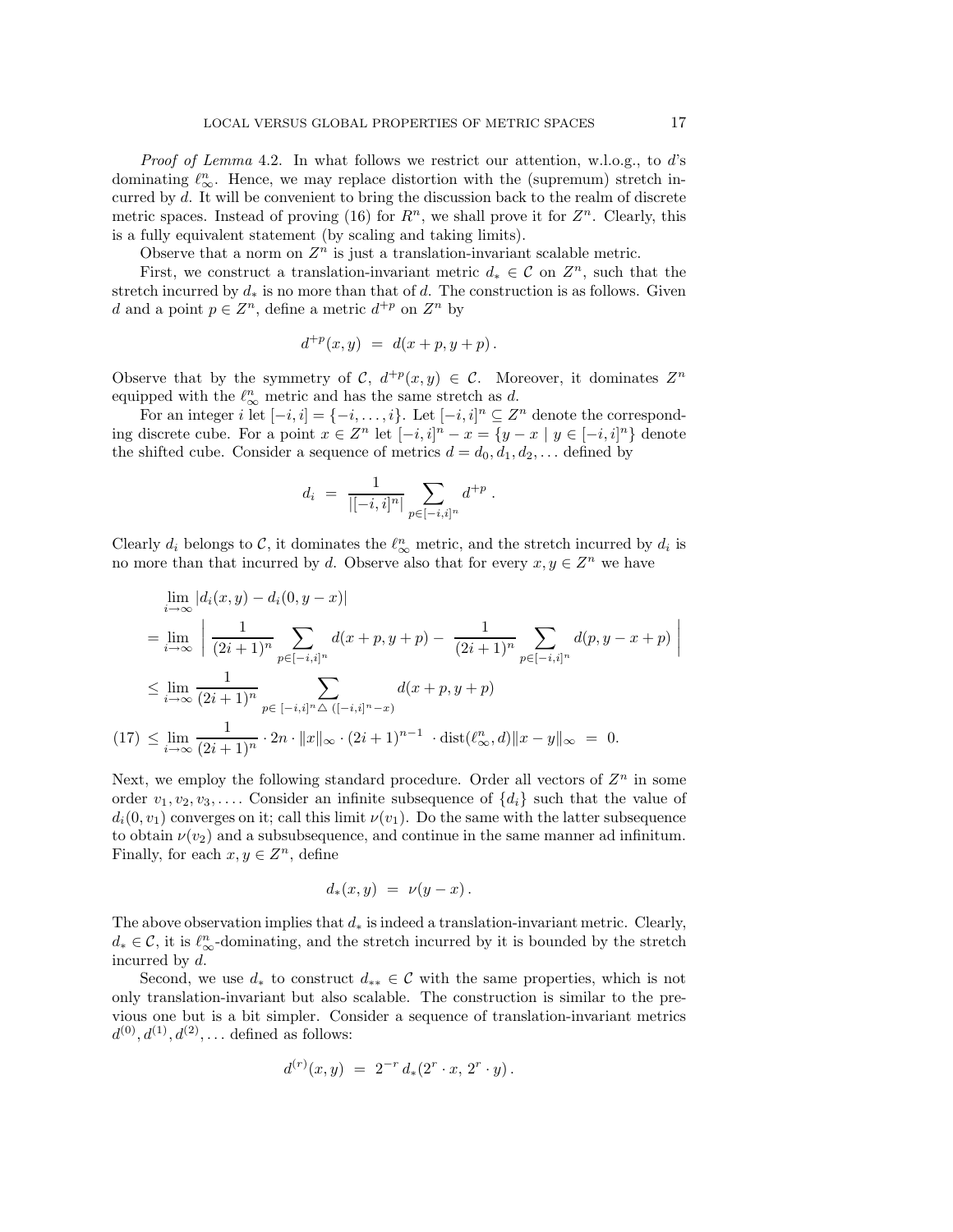*Proof of Lemma* 4.2. In what follows we restrict our attention, w.l.o.g., to $d$'s dominating $\ell_\infty^n$. Hence, we may replace distortion with the (supremum) stretch incurred by $d$. It will be convenient to bring the discussion back to the realm of discrete metric spaces. Instead of proving (16) for $R^n$, we shall prove it for $Z^n$. Clearly, this is a fully equivalent statement (by scaling and taking limits).

Observe that a norm on $Z^n$ is just a translation-invariant scalable metric.

First, we construct a translation-invariant metric $d_* \in \mathcal{C}$ on $Z^n$, such that the stretch incurred by $d_*$ is no more than that of $d$. The construction is as follows. Given $d$ and a point $p \in Z^n$, define a metric $d^{+p}$ on $Z^n$ by

$$d^{+p}(x, y) \;=\; d(x + p, y + p)\,.$$

Observe that by the symmetry of $\mathcal{C}$, $d^{+p}(x, y) \in \mathcal{C}$. Moreover, it dominates $Z^n$ equipped with the $\ell_\infty^n$ metric and has the same stretch as $d$.

For an integer $i$ let $[-i, i] = \{-i, \ldots, i\}$. Let $[-i, i]^n \subseteq Z^n$ denote the corresponding discrete cube. For a point $x \in Z^n$ let $[-i, i]^n - x = \{y - x \mid y \in [-i, i]^n\}$ denote the shifted cube. Consider a sequence of metrics $d = d_0, d_1, d_2, \ldots$ defined by

$$d_i \;=\; \frac{1}{|[-i, i]^n|} \sum_{p \in [-i,i]^n} d^{+p}\,.$$

Clearly $d_i$ belongs to $\mathcal{C}$, it dominates the $\ell_\infty^n$ metric, and the stretch incurred by $d_i$ is no more than that incurred by $d$. Observe also that for every $x, y \in Z^n$ we have

$$\begin{aligned}
&\lim_{i\to\infty} |d_i(x, y) - d_i(0, y - x)| \\
&= \lim_{i\to\infty} \left| \frac{1}{(2i+1)^n} \sum_{p \in [-i,i]^n} d(x + p, y + p) - \frac{1}{(2i+1)^n} \sum_{p \in [-i,i]^n} d(p, y - x + p) \right| \\
&\le \lim_{i\to\infty} \frac{1}{(2i+1)^n} \sum_{p \in\, [-i,i]^n \triangle\, ([-i,i]^n - x)} d(x + p, y + p) \\
&\le \lim_{i\to\infty} \frac{1}{(2i+1)^n} \cdot 2n \cdot \|x\|_\infty \cdot (2i+1)^{n-1} \cdot \mathrm{dist}(\ell_\infty^n, d)\|x - y\|_\infty \;=\; 0.
\end{aligned} \tag{17}$$

Next, we employ the following standard procedure. Order all vectors of $Z^n$ in some order $v_1, v_2, v_3, \ldots$. Consider an infinite subsequence of $\{d_i\}$ such that the value of $d_i(0, v_1)$ converges on it; call this limit $\nu(v_1)$. Do the same with the latter subsequence to obtain $\nu(v_2)$ and a subsubsequence, and continue in the same manner ad infinitum. Finally, for each $x, y \in Z^n$, define

$$d_*(x, y) \;=\; \nu(y - x)\,.$$

The above observation implies that $d_*$ is indeed a translation-invariant metric. Clearly, $d_* \in \mathcal{C}$, it is $\ell_\infty^n$-dominating, and the stretch incurred by it is bounded by the stretch incurred by $d$.

Second, we use $d_*$ to construct $d_{**} \in \mathcal{C}$ with the same properties, which is not only translation-invariant but also scalable. The construction is similar to the previous one but is a bit simpler. Consider a sequence of translation-invariant metrics $d^{(0)}, d^{(1)}, d^{(2)}, \ldots$ defined as follows:

$$d^{(r)}(x, y) \;=\; 2^{-r}\, d_*(2^r \cdot x,\, 2^r \cdot y)\,.$$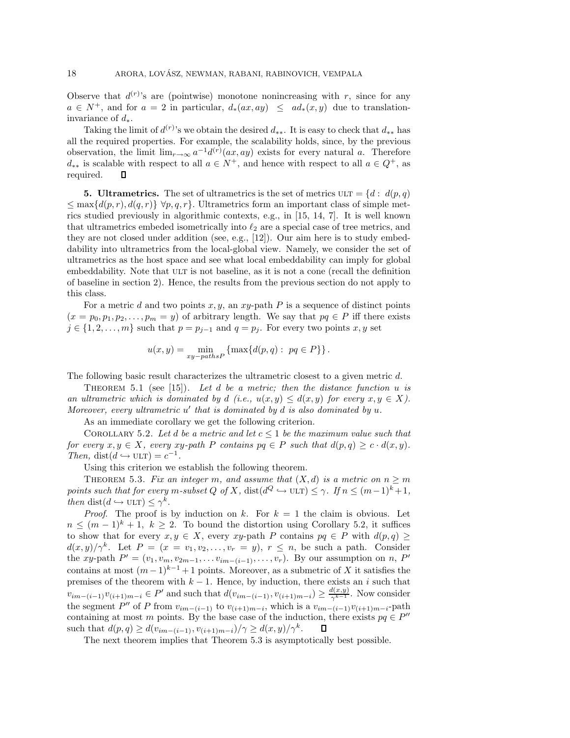Observe that $d^{(r)}$'s are (pointwise) monotone nonincreasing with $r$, since for any $a \in N^+$, and for $a = 2$ in particular, $d_*(ax, ay) \leq ad_*(x, y)$ due to translation-invariance of $d_*$.

Taking the limit of $d^{(r)}$'s we obtain the desired $d_{**}$. It is easy to check that $d_{**}$ has all the required properties. For example, the scalability holds, since, by the previous observation, the limit $\lim_{r\to\infty} a^{-1} d^{(r)}(ax, ay)$ exists for every natural $a$. Therefore $d_{**}$ is scalable with respect to all $a \in N^+$, and hence with respect to all $a \in Q^+$, as required. $\square$

**5. Ultrametrics.** The set of ultrametrics is the set of metrics $\text{ULT} = \{d : d(p,q) \leq \max\{d(p,r), d(q,r)\} \; \forall p,q,r\}$. Ultrametrics form an important class of simple metrics studied previously in algorithmic contexts, e.g., in [15, 14, 7]. It is well known that ultrametrics embeded isometrically into $\ell_2$ are a special case of tree metrics, and they are not closed under addition (see, e.g., [12]). Our aim here is to study embeddability into ultrametrics from the local-global view. Namely, we consider the set of ultrametrics as the host space and see what local embeddability can imply for global embeddability. Note that ULT is not baseline, as it is not a cone (recall the definition of baseline in section 2). Hence, the results from the previous section do not apply to this class.

For a metric $d$ and two points $x, y$, an $xy$-path $P$ is a sequence of distinct points $(x = p_0, p_1, p_2, \ldots, p_m = y)$ of arbitrary length. We say that $pq \in P$ iff there exists $j \in \{1, 2, \ldots, m\}$ such that $p = p_{j-1}$ and $q = p_j$. For every two points $x, y$ set

$$u(x,y) = \min_{xy-paths P} \{\max\{d(p,q) : \; pq \in P\}\}.$$

The following basic result characterizes the ultrametric closest to a given metric $d$.

Theorem 5.1 (see [15]). *Let $d$ be a metric; then the distance function $u$ is an ultrametric which is dominated by $d$ (i.e., $u(x,y) \leq d(x,y)$ for every $x, y \in X$). Moreover, every ultrametric $u'$ that is dominated by $d$ is also dominated by $u$.*

As an immediate corollary we get the following criterion.

Corollary 5.2. *Let $d$ be a metric and let $c \leq 1$ be the maximum value such that for every $x, y \in X$, every $xy$-path $P$ contains $pq \in P$ such that $d(p,q) \geq c \cdot d(x,y)$. Then, $\text{dist}(d \hookrightarrow \text{ULT}) = c^{-1}$.*

Using this criterion we establish the following theorem.

Theorem 5.3. *Fix an integer $m$, and assume that $(X, d)$ is a metric on $n \geq m$ points such that for every $m$-subset $Q$ of $X$, $\text{dist}(d^Q \hookrightarrow \text{ULT}) \leq \gamma$. If $n \leq (m-1)^k + 1$, then $\text{dist}(d \hookrightarrow \text{ULT}) \leq \gamma^k$.*

*Proof.* The proof is by induction on $k$. For $k = 1$ the claim is obvious. Let $n \leq (m-1)^k + 1$, $k \geq 2$. To bound the distortion using Corollary 5.2, it suffices to show that for every $x, y \in X$, every $xy$-path $P$ contains $pq \in P$ with $d(p,q) \geq d(x,y)/\gamma^k$. Let $P = (x = v_1, v_2, \ldots, v_r = y)$, $r \leq n$, be such a path. Consider the $xy$-path $P' = (v_1, v_m, v_{2m-1}, \ldots v_{im-(i-1)}, \ldots, v_r)$. By our assumption on $n$, $P'$ contains at most $(m-1)^{k-1} + 1$ points. Moreover, as a submetric of $X$ it satisfies the premises of the theorem with $k-1$. Hence, by induction, there exists an $i$ such that $v_{im-(i-1)} v_{(i+1)m-i} \in P'$ and such that $d(v_{im-(i-1)}, v_{(i+1)m-i}) \geq \frac{d(x,y)}{\gamma^{k-1}}$. Now consider the segment $P''$ of $P$ from $v_{im-(i-1)}$ to $v_{(i+1)m-i}$, which is a $v_{im-(i-1)} v_{(i+1)m-i}$-path containing at most $m$ points. By the base case of the induction, there exists $pq \in P''$ such that $d(p,q) \geq d(v_{im-(i-1)}, v_{(i+1)m-i})/\gamma \geq d(x,y)/\gamma^k$. $\square$

The next theorem implies that Theorem 5.3 is asymptotically best possible.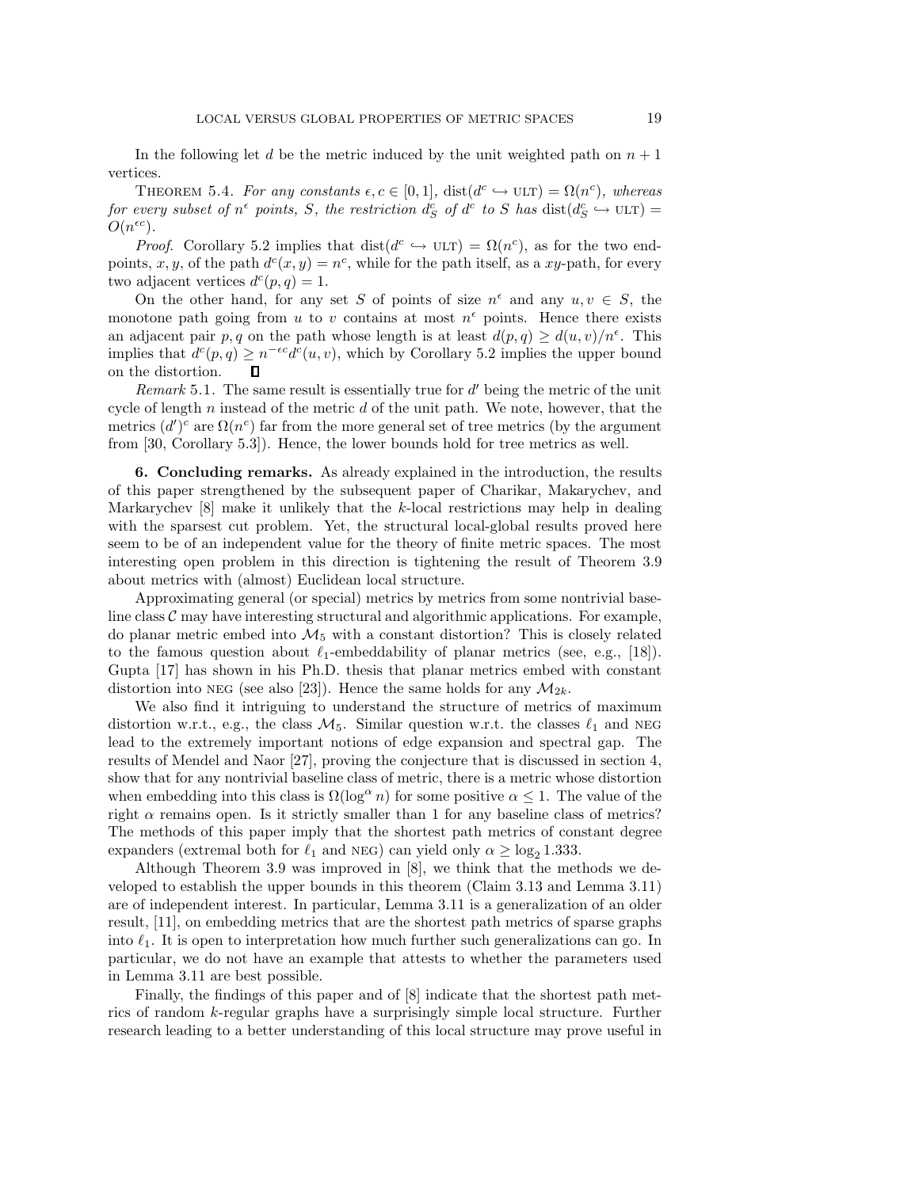In the following let $d$ be the metric induced by the unit weighted path on $n+1$ vertices.

THEOREM 5.4. *For any constants $\epsilon, c \in [0,1]$, $\text{dist}(d^c \hookrightarrow \text{ULT}) = \Omega(n^c)$, whereas for every subset of $n^\epsilon$ points, $S$, the restriction $d^c_S$ of $d^c$ to $S$ has $\text{dist}(d^c_S \hookrightarrow \text{ULT}) = O(n^{\epsilon c})$.*

*Proof.* Corollary 5.2 implies that $\text{dist}(d^c \hookrightarrow \text{ULT}) = \Omega(n^c)$, as for the two endpoints, $x, y$, of the path $d^c(x,y) = n^c$, while for the path itself, as a $xy$-path, for every two adjacent vertices $d^c(p,q) = 1$.

On the other hand, for any set $S$ of points of size $n^\epsilon$ and any $u, v \in S$, the monotone path going from $u$ to $v$ contains at most $n^\epsilon$ points. Hence there exists an adjacent pair $p, q$ on the path whose length is at least $d(p,q) \geq d(u,v)/n^\epsilon$. This implies that $d^c(p,q) \geq n^{-\epsilon c} d^c(u,v)$, which by Corollary 5.2 implies the upper bound on the distortion. ∎

*Remark* 5.1. The same result is essentially true for $d'$ being the metric of the unit cycle of length $n$ instead of the metric $d$ of the unit path. We note, however, that the metrics $(d')^c$ are $\Omega(n^c)$ far from the more general set of tree metrics (by the argument from [30, Corollary 5.3]). Hence, the lower bounds hold for tree metrics as well.

## 6. Concluding remarks.

As already explained in the introduction, the results of this paper strengthened by the subsequent paper of Charikar, Makarychev, and Markarychev [8] make it unlikely that the $k$-local restrictions may help in dealing with the sparsest cut problem. Yet, the structural local-global results proved here seem to be of an independent value for the theory of finite metric spaces. The most interesting open problem in this direction is tightening the result of Theorem 3.9 about metrics with (almost) Euclidean local structure.

Approximating general (or special) metrics by metrics from some nontrivial baseline class $\mathcal{C}$ may have interesting structural and algorithmic applications. For example, do planar metric embed into $\mathcal{M}_5$ with a constant distortion? This is closely related to the famous question about $\ell_1$-embeddability of planar metrics (see, e.g., [18]). Gupta [17] has shown in his Ph.D. thesis that planar metrics embed with constant distortion into NEG (see also [23]). Hence the same holds for any $\mathcal{M}_{2k}$.

We also find it intriguing to understand the structure of metrics of maximum distortion w.r.t., e.g., the class $\mathcal{M}_5$. Similar question w.r.t. the classes $\ell_1$ and NEG lead to the extremely important notions of edge expansion and spectral gap. The results of Mendel and Naor [27], proving the conjecture that is discussed in section 4, show that for any nontrivial baseline class of metric, there is a metric whose distortion when embedding into this class is $\Omega(\log^\alpha n)$ for some positive $\alpha \leq 1$. The value of the right $\alpha$ remains open. Is it strictly smaller than 1 for any baseline class of metrics? The methods of this paper imply that the shortest path metrics of constant degree expanders (extremal both for $\ell_1$ and NEG) can yield only $\alpha \geq \log_2 1.333$.

Although Theorem 3.9 was improved in [8], we think that the methods we developed to establish the upper bounds in this theorem (Claim 3.13 and Lemma 3.11) are of independent interest. In particular, Lemma 3.11 is a generalization of an older result, [11], on embedding metrics that are the shortest path metrics of sparse graphs into $\ell_1$. It is open to interpretation how much further such generalizations can go. In particular, we do not have an example that attests to whether the parameters used in Lemma 3.11 are best possible.

Finally, the findings of this paper and of [8] indicate that the shortest path metrics of random $k$-regular graphs have a surprisingly simple local structure. Further research leading to a better understanding of this local structure may prove useful in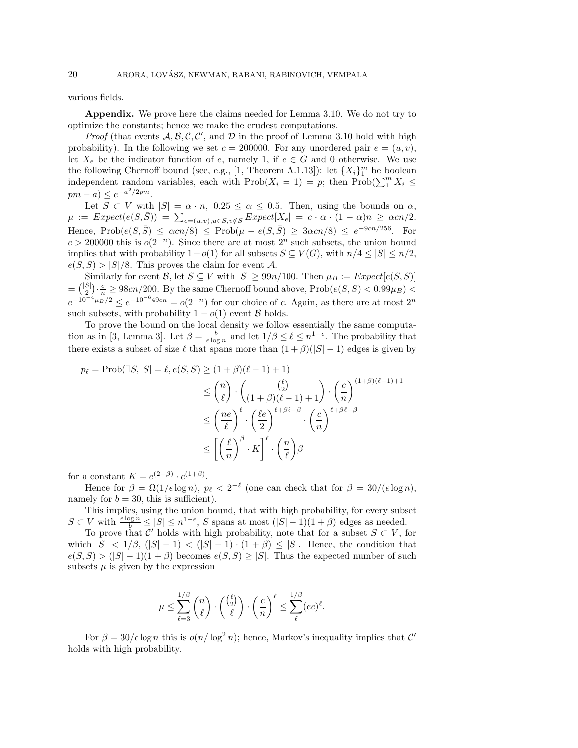various fields.

**Appendix.** We prove here the claims needed for Lemma 3.10. We do not try to optimize the constants; hence we make the crudest computations.

*Proof* (that events $\mathcal{A}, \mathcal{B}, \mathcal{C}, \mathcal{C}'$, and $\mathcal{D}$ in the proof of Lemma 3.10 hold with high probability). In the following we set $c = 200000$. For any unordered pair $e = (u, v)$, let $X_e$ be the indicator function of $e$, namely 1, if $e \in G$ and 0 otherwise. We use the following Chernoff bound (see, e.g., [1, Theorem A.1.13]): let $\{X_i\}_1^m$ be boolean independent random variables, each with $\text{Prob}(X_i = 1) = p$; then $\text{Prob}(\sum_1^m X_i \leq pm - a) \leq e^{-a^2/2pm}$.

Let $S \subset V$ with $|S| = \alpha \cdot n,\ 0.25 \leq \alpha \leq 0.5$. Then, using the bounds on $\alpha$, $\mu := Expect(e(S, \bar{S})) = \sum_{e=(u,v), u \in S, v \notin S} Expect[X_e] = c \cdot \alpha \cdot (1 - \alpha)n \geq \alpha cn/2$. Hence, $\text{Prob}(e(S, \bar{S}) \leq \alpha cn/8) \leq \text{Prob}(\mu - e(S, \bar{S}) \geq 3\alpha cn/8) \leq e^{-9cn/256}$. For $c > 200000$ this is $o(2^{-n})$. Since there are at most $2^n$ such subsets, the union bound implies that with probability $1 - o(1)$ for all subsets $S \subseteq V(G)$, with $n/4 \leq |S| \leq n/2$, $e(S, S) > |S|/8$. This proves the claim for event $\mathcal{A}$.

Similarly for event $\mathcal{B}$, let $S \subseteq V$ with $|S| \geq 99n/100$. Then $\mu_B := Expect[e(S, S)] = \binom{|S|}{2} \cdot \frac{c}{n} \geq 98cn/200$. By the same Chernoff bound above, $\text{Prob}(e(S, S) < 0.99\mu_B) < e^{-10^{-4}\mu_B/2} \leq e^{-10^{-6}49cn} = o(2^{-n})$ for our choice of $c$. Again, as there are at most $2^n$ such subsets, with probability $1 - o(1)$ event $\mathcal{B}$ holds.

To prove the bound on the local density we follow essentially the same computation as in [3, Lemma 3]. Let $\beta = \frac{b}{\epsilon \log n}$ and let $1/\beta \leq \ell \leq n^{1-\epsilon}$. The probability that there exists a subset of size $\ell$ that spans more than $(1 + \beta)(|S| - 1)$ edges is given by

$$
\begin{aligned}
p_\ell = \text{Prob}(\exists S, |S| = \ell, e(S, S) \geq (1 + \beta)(\ell - 1) + 1)& \\
\leq \binom{n}{\ell} \cdot \binom{\binom{\ell}{2}}{(1 + \beta)(\ell - 1) + 1} \cdot \left(\frac{c}{n}\right)^{(1+\beta)(\ell-1)+1}& \\
\leq \left(\frac{ne}{\ell}\right)^\ell \cdot \left(\frac{\ell e}{2}\right)^{\ell + \beta\ell - \beta} \cdot \left(\frac{c}{n}\right)^{\ell + \beta\ell - \beta}& \\
\leq \left[\left(\frac{\ell}{n}\right)^\beta \cdot K\right]^\ell \cdot \left(\frac{n}{\ell}\right)\beta&
\end{aligned}
$$

for a constant $K = e^{(2+\beta)} \cdot c^{(1+\beta)}$.

Hence for $\beta = \Omega(1/\epsilon \log n)$, $p_\ell < 2^{-\ell}$ (one can check that for $\beta = 30/(\epsilon \log n)$, namely for $b = 30$, this is sufficient).

This implies, using the union bound, that with high probability, for every subset $S \subset V$ with $\frac{\epsilon \log n}{b} \leq |S| \leq n^{1-\epsilon}$, $S$ spans at most $(|S| - 1)(1 + \beta)$ edges as needed.

To prove that $\mathcal{C}'$ holds with high probability, note that for a subset $S \subset V$, for which $|S| < 1/\beta$, $(|S| - 1) < (|S| - 1) \cdot (1 + \beta) \leq |S|$. Hence, the condition that $e(S, S) > (|S| - 1)(1 + \beta)$ becomes $e(S, S) \geq |S|$. Thus the expected number of such subsets $\mu$ is given by the expression

$$
\mu \leq \sum_{\ell=3}^{1/\beta} \binom{n}{\ell} \cdot \binom{\binom{\ell}{2}}{\ell} \cdot \left(\frac{c}{n}\right)^\ell \leq \sum_{\ell}^{1/\beta} (ec)^\ell.
$$

For $\beta = 30/\epsilon \log n$ this is $o(n/\log^2 n)$; hence, Markov's inequality implies that $\mathcal{C}'$ holds with high probability.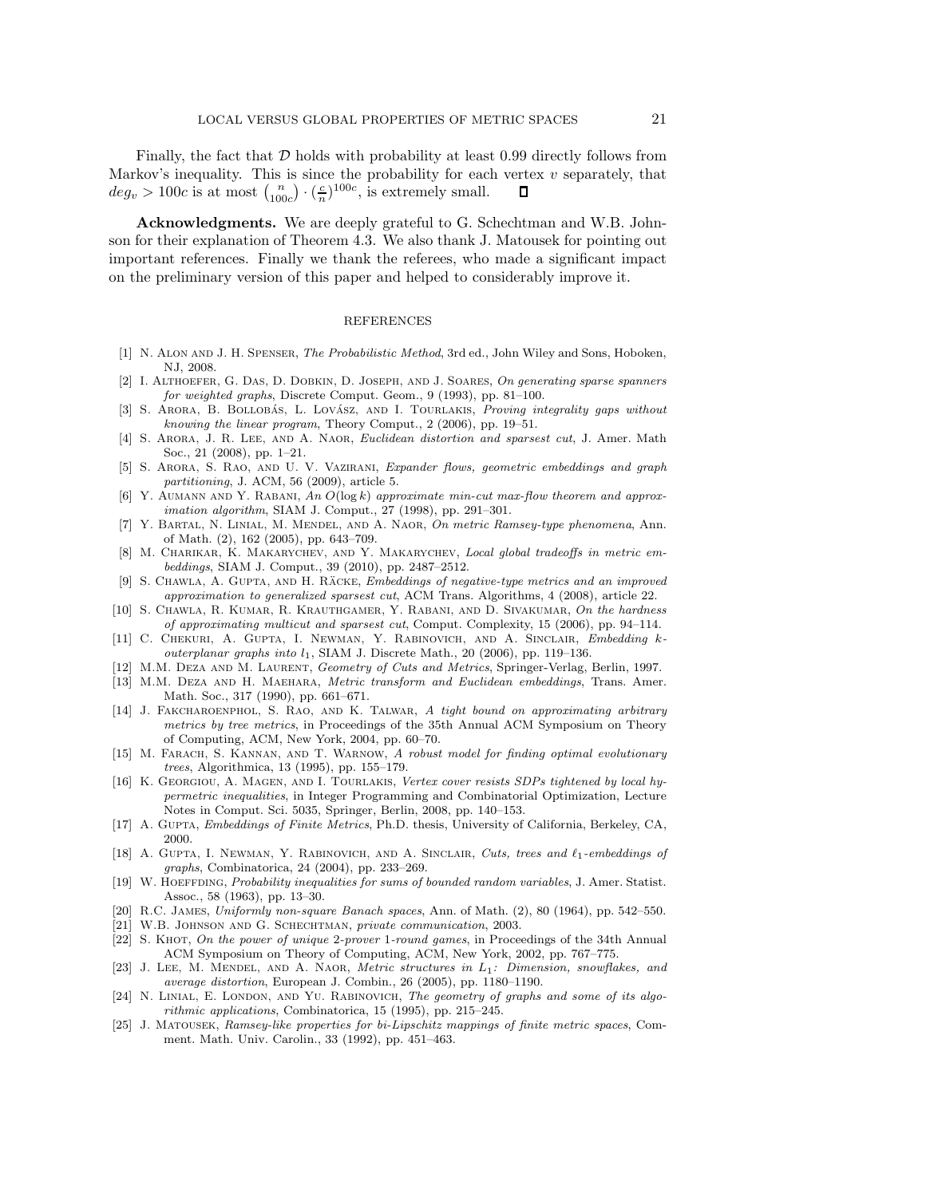Finally, the fact that $\mathcal{D}$ holds with probability at least 0.99 directly follows from Markov's inequality. This is since the probability for each vertex $v$ separately, that $deg_v > 100c$ is at most $\binom{n}{100c} \cdot (\frac{c}{n})^{100c}$, is extremely small. $\square$

**Acknowledgments.** We are deeply grateful to G. Schechtman and W.B. Johnson for their explanation of Theorem 4.3. We also thank J. Matousek for pointing out important references. Finally we thank the referees, who made a significant impact on the preliminary version of this paper and helped to considerably improve it.

## REFERENCES

[1] N. Alon and J. H. Spenser, *The Probabilistic Method*, 3rd ed., John Wiley and Sons, Hoboken, NJ, 2008.

[2] I. Althoefer, G. Das, D. Dobkin, D. Joseph, and J. Soares, *On generating sparse spanners for weighted graphs*, Discrete Comput. Geom., 9 (1993), pp. 81–100.

[3] S. Arora, B. Bollobás, L. Lovász, and I. Tourlakis, *Proving integrality gaps without knowing the linear program*, Theory Comput., 2 (2006), pp. 19–51.

[4] S. Arora, J. R. Lee, and A. Naor, *Euclidean distortion and sparsest cut*, J. Amer. Math Soc., 21 (2008), pp. 1–21.

[5] S. Arora, S. Rao, and U. V. Vazirani, *Expander flows, geometric embeddings and graph partitioning*, J. ACM, 56 (2009), article 5.

[6] Y. Aumann and Y. Rabani, *An $O(\log k)$ approximate min-cut max-flow theorem and approximation algorithm*, SIAM J. Comput., 27 (1998), pp. 291–301.

[7] Y. Bartal, N. Linial, M. Mendel, and A. Naor, *On metric Ramsey-type phenomena*, Ann. of Math. (2), 162 (2005), pp. 643–709.

[8] M. Charikar, K. Makarychev, and Y. Makarychev, *Local global tradeoffs in metric embeddings*, SIAM J. Comput., 39 (2010), pp. 2487–2512.

[9] S. Chawla, A. Gupta, and H. Räcke, *Embeddings of negative-type metrics and an improved approximation to generalized sparsest cut*, ACM Trans. Algorithms, 4 (2008), article 22.

[10] S. Chawla, R. Kumar, R. Krauthgamer, Y. Rabani, and D. Sivakumar, *On the hardness of approximating multicut and sparsest cut*, Comput. Complexity, 15 (2006), pp. 94–114.

[11] C. Chekuri, A. Gupta, I. Newman, Y. Rabinovich, and A. Sinclair, *Embedding $k$-outerplanar graphs into $l_1$*, SIAM J. Discrete Math., 20 (2006), pp. 119–136.

[12] M.M. Deza and M. Laurent, *Geometry of Cuts and Metrics*, Springer-Verlag, Berlin, 1997.

[13] M.M. Deza and H. Maehara, *Metric transform and Euclidean embeddings*, Trans. Amer. Math. Soc., 317 (1990), pp. 661–671.

[14] J. Fakcharoenphol, S. Rao, and K. Talwar, *A tight bound on approximating arbitrary metrics by tree metrics*, in Proceedings of the 35th Annual ACM Symposium on Theory of Computing, ACM, New York, 2004, pp. 60–70.

[15] M. Farach, S. Kannan, and T. Warnow, *A robust model for finding optimal evolutionary trees*, Algorithmica, 13 (1995), pp. 155–179.

[16] K. Georgiou, A. Magen, and I. Tourlakis, *Vertex cover resists SDPs tightened by local hypermetric inequalities*, in Integer Programming and Combinatorial Optimization, Lecture Notes in Comput. Sci. 5035, Springer, Berlin, 2008, pp. 140–153.

[17] A. Gupta, *Embeddings of Finite Metrics*, Ph.D. thesis, University of California, Berkeley, CA, 2000.

[18] A. Gupta, I. Newman, Y. Rabinovich, and A. Sinclair, *Cuts, trees and $\ell_1$-embeddings of graphs*, Combinatorica, 24 (2004), pp. 233–269.

[19] W. Hoeffding, *Probability inequalities for sums of bounded random variables*, J. Amer. Statist. Assoc., 58 (1963), pp. 13–30.

[20] R.C. James, *Uniformly non-square Banach spaces*, Ann. of Math. (2), 80 (1964), pp. 542–550.

[21] W.B. Johnson and G. Schechtman, *private communication*, 2003.

[22] S. Khot, *On the power of unique 2-prover 1-round games*, in Proceedings of the 34th Annual ACM Symposium on Theory of Computing, ACM, New York, 2002, pp. 767–775.

[23] J. Lee, M. Mendel, and A. Naor, *Metric structures in $L_1$: Dimension, snowflakes, and average distortion*, European J. Combin., 26 (2005), pp. 1180–1190.

[24] N. Linial, E. London, and Yu. Rabinovich, *The geometry of graphs and some of its algorithmic applications*, Combinatorica, 15 (1995), pp. 215–245.

[25] J. Matousek, *Ramsey-like properties for bi-Lipschitz mappings of finite metric spaces*, Comment. Math. Univ. Carolin., 33 (1992), pp. 451–463.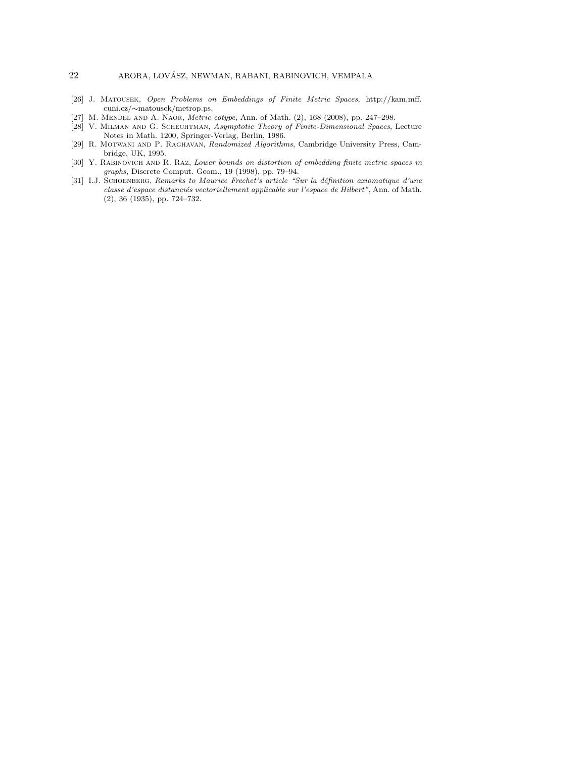[26] J. Matousek, *Open Problems on Embeddings of Finite Metric Spaces*, http://kam.mff.cuni.cz/∼matousek/metrop.ps.

[27] M. Mendel and A. Naor, *Metric cotype*, Ann. of Math. (2), 168 (2008), pp. 247–298.

[28] V. Milman and G. Schechtman, *Asymptotic Theory of Finite-Dimensional Spaces*, Lecture Notes in Math. 1200, Springer-Verlag, Berlin, 1986.

[29] R. Motwani and P. Raghavan, *Randomized Algorithms*, Cambridge University Press, Cambridge, UK, 1995.

[30] Y. Rabinovich and R. Raz, *Lower bounds on distortion of embedding finite metric spaces in graphs*, Discrete Comput. Geom., 19 (1998), pp. 79–94.

[31] I.J. Schoenberg, *Remarks to Maurice Frechet's article "Sur la définition axiomatique d'une classe d'espace distanciés vectoriellement applicable sur l'espace de Hilbert"*, Ann. of Math. (2), 36 (1935), pp. 724–732.